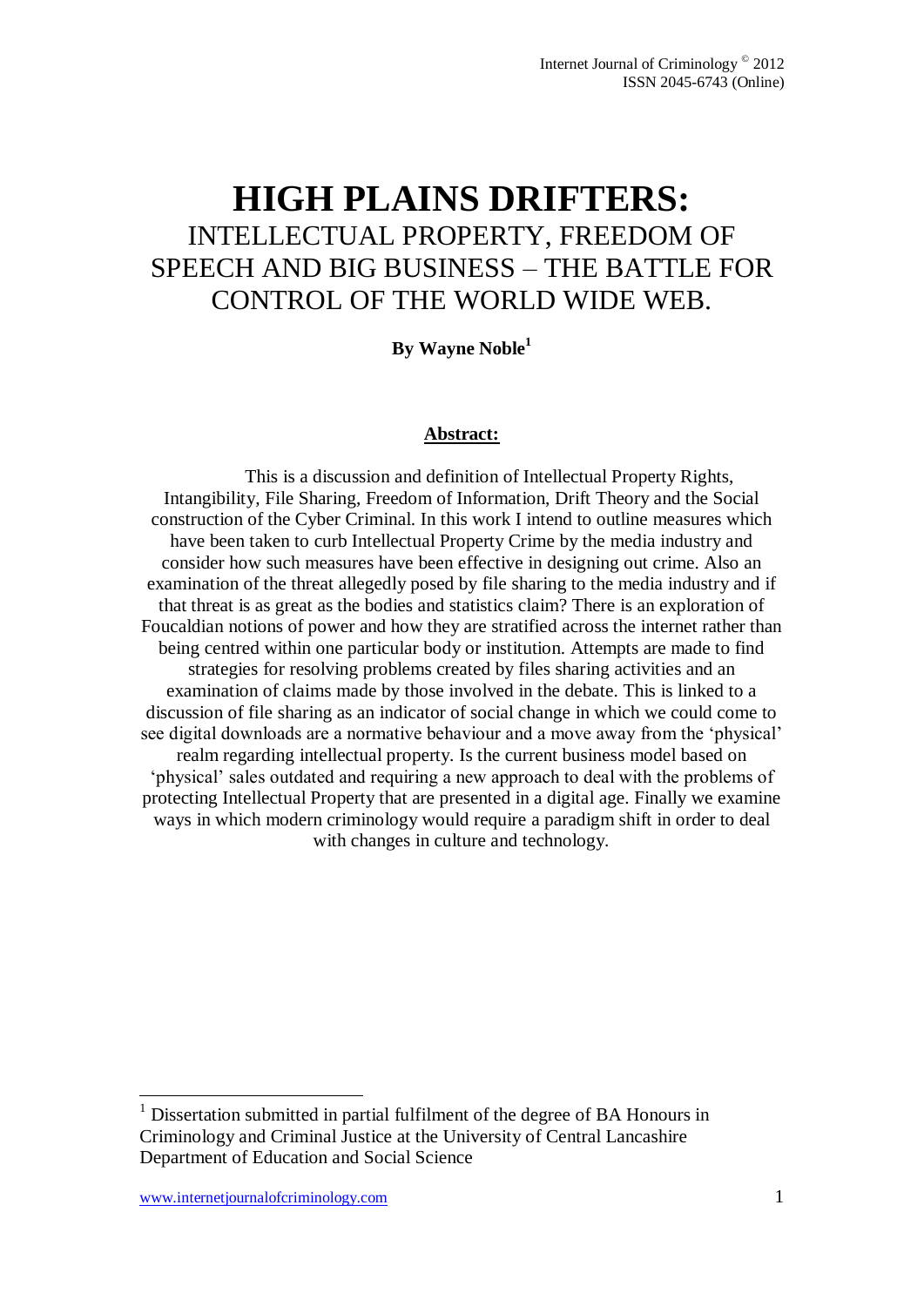# HIGH PLAINS DRIFTERS:

## INTELLECTUAL PROPERTY, FREEDOM OF SPEECH AND BIG BUSINESS – THE BATTLE FOR CONTROL OF THE WORLD WIDE WEB.

**By Wayne Noble[1]**

**Abstract:**

This is a discussion and definition of Intellectual Property Rights, Intangibility, File Sharing, Freedom of Information, Drift Theory and the Social construction of the Cyber Criminal. In this work I intend to outline measures which have been taken to curb Intellectual Property Crime by the media industry and consider how such measures have been effective in designing out crime. Also an examination of the threat allegedly posed by file sharing to the media industry and if that threat is as great as the bodies and statistics claim? There is an exploration of Foucaldian notions of power and how they are stratified across the internet rather than being centred within one particular body or institution. Attempts are made to find strategies for resolving problems created by files sharing activities and an examination of claims made by those involved in the debate. This is linked to a discussion of file sharing as an indicator of social change in which we could come to see digital downloads are a normative behaviour and a move away from the 'physical' realm regarding intellectual property. Is the current business model based on 'physical' sales outdated and requiring a new approach to deal with the problems of protecting Intellectual Property that are presented in a digital age. Finally we examine ways in which modern criminology would require a paradigm shift in order to deal with changes in culture and technology.

[1] Dissertation submitted in partial fulfilment of the degree of BA Honours in Criminology and Criminal Justice at the University of Central Lancashire Department of Education and Social Science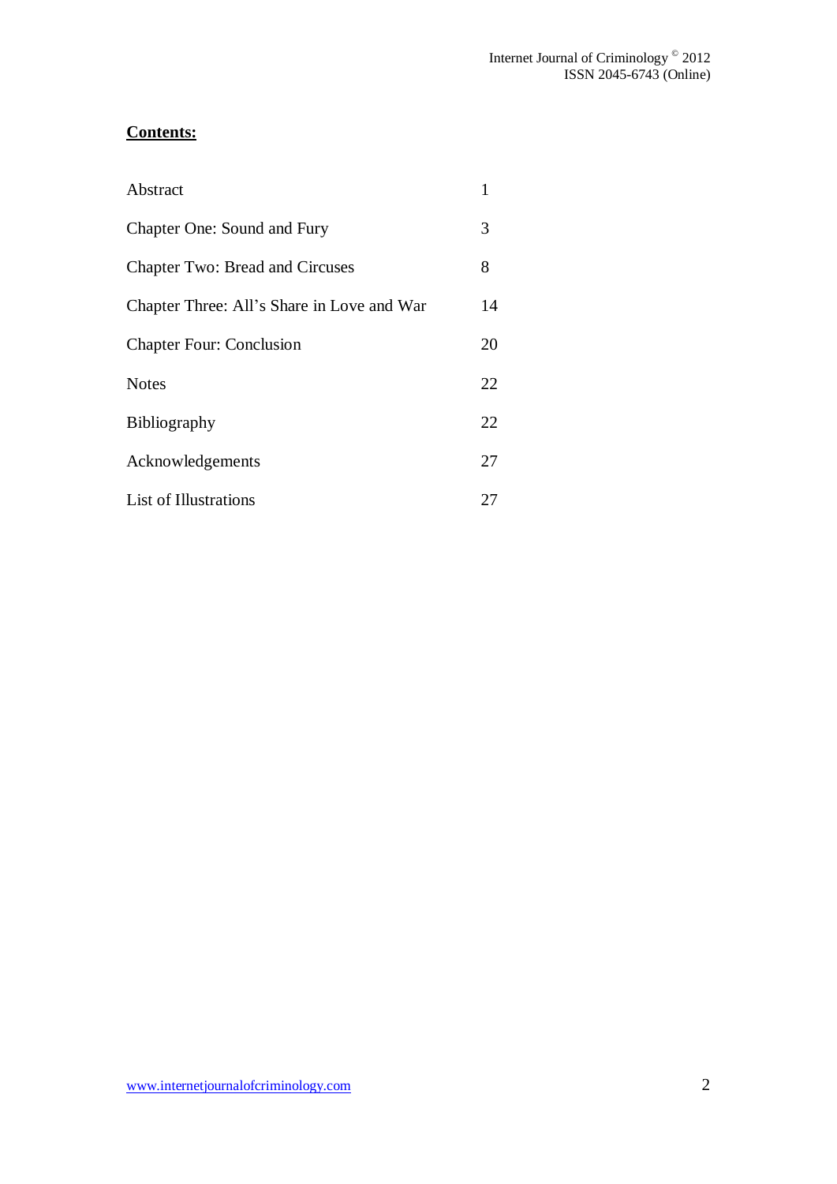**Contents:**

| | |
|---|---|
| Abstract | 1 |
| Chapter One: Sound and Fury | 3 |
| Chapter Two: Bread and Circuses | 8 |
| Chapter Three: All's Share in Love and War | 14 |
| Chapter Four: Conclusion | 20 |
| Notes | 22 |
| Bibliography | 22 |
| Acknowledgements | 27 |
| List of Illustrations | 27 |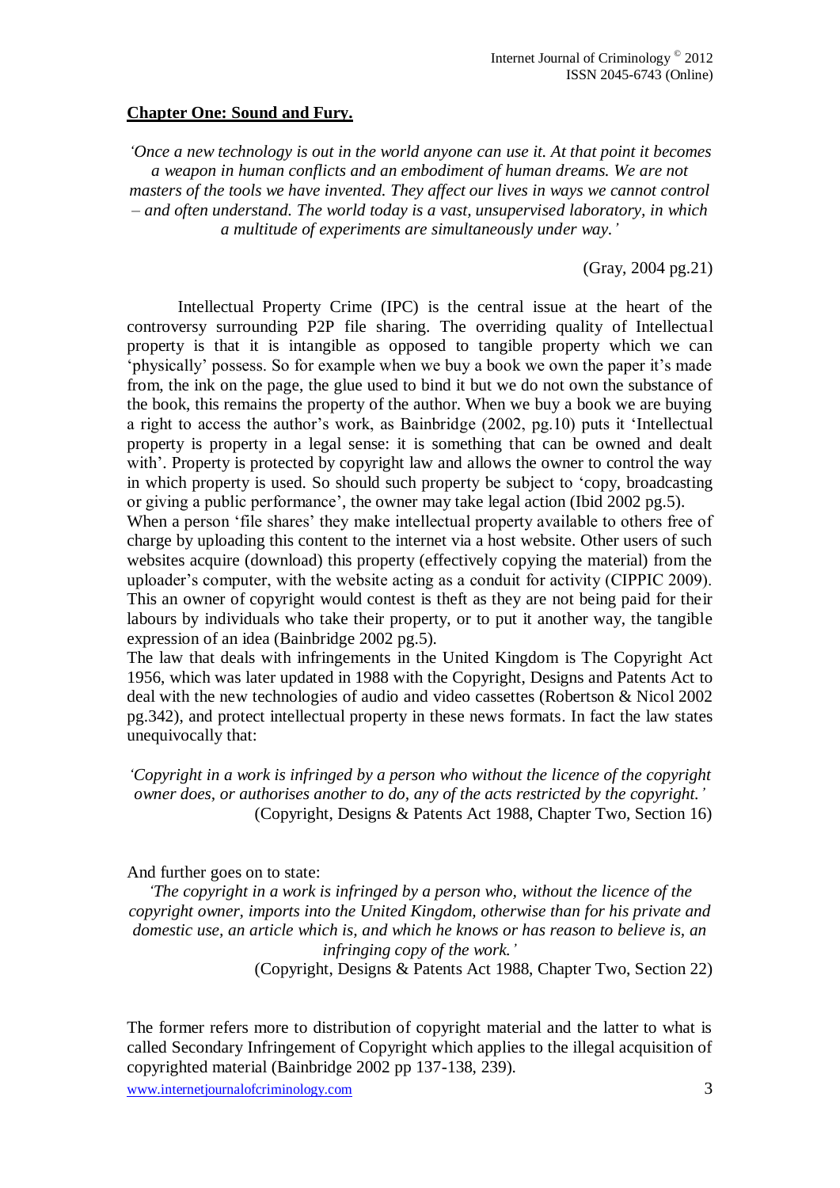## Chapter One: Sound and Fury.

*'Once a new technology is out in the world anyone can use it. At that point it becomes a weapon in human conflicts and an embodiment of human dreams. We are not masters of the tools we have invented. They affect our lives in ways we cannot control – and often understand. The world today is a vast, unsupervised laboratory, in which a multitude of experiments are simultaneously under way.'*

(Gray, 2004 pg.21)

Intellectual Property Crime (IPC) is the central issue at the heart of the controversy surrounding P2P file sharing. The overriding quality of Intellectual property is that it is intangible as opposed to tangible property which we can 'physically' possess. So for example when we buy a book we own the paper it's made from, the ink on the page, the glue used to bind it but we do not own the substance of the book, this remains the property of the author. When we buy a book we are buying a right to access the author's work, as Bainbridge (2002, pg.10) puts it 'Intellectual property is property in a legal sense: it is something that can be owned and dealt with'. Property is protected by copyright law and allows the owner to control the way in which property is used. So should such property be subject to 'copy, broadcasting or giving a public performance', the owner may take legal action (Ibid 2002 pg.5).

When a person 'file shares' they make intellectual property available to others free of charge by uploading this content to the internet via a host website. Other users of such websites acquire (download) this property (effectively copying the material) from the uploader's computer, with the website acting as a conduit for activity (CIPPIC 2009). This an owner of copyright would contest is theft as they are not being paid for their labours by individuals who take their property, or to put it another way, the tangible expression of an idea (Bainbridge 2002 pg.5).

The law that deals with infringements in the United Kingdom is The Copyright Act 1956, which was later updated in 1988 with the Copyright, Designs and Patents Act to deal with the new technologies of audio and video cassettes (Robertson & Nicol 2002 pg.342), and protect intellectual property in these news formats. In fact the law states unequivocally that:

*'Copyright in a work is infringed by a person who without the licence of the copyright owner does, or authorises another to do, any of the acts restricted by the copyright.'*

(Copyright, Designs & Patents Act 1988, Chapter Two, Section 16)

And further goes on to state:

*'The copyright in a work is infringed by a person who, without the licence of the copyright owner, imports into the United Kingdom, otherwise than for his private and domestic use, an article which is, and which he knows or has reason to believe is, an infringing copy of the work.'*

(Copyright, Designs & Patents Act 1988, Chapter Two, Section 22)

The former refers more to distribution of copyright material and the latter to what is called Secondary Infringement of Copyright which applies to the illegal acquisition of copyrighted material (Bainbridge 2002 pp 137-138, 239).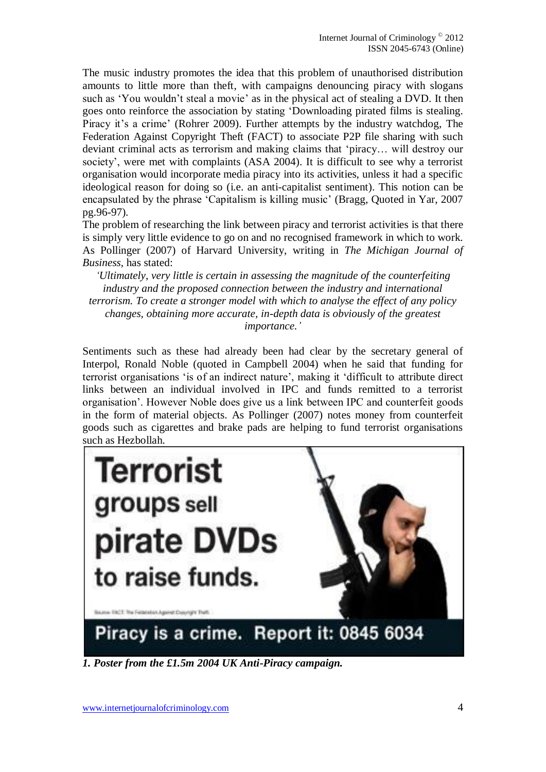The music industry promotes the idea that this problem of unauthorised distribution amounts to little more than theft, with campaigns denouncing piracy with slogans such as 'You wouldn't steal a movie' as in the physical act of stealing a DVD. It then goes onto reinforce the association by stating 'Downloading pirated films is stealing. Piracy it's a crime' (Rohrer 2009). Further attempts by the industry watchdog, The Federation Against Copyright Theft (FACT) to associate P2P file sharing with such deviant criminal acts as terrorism and making claims that 'piracy… will destroy our society', were met with complaints (ASA 2004). It is difficult to see why a terrorist organisation would incorporate media piracy into its activities, unless it had a specific ideological reason for doing so (i.e. an anti-capitalist sentiment). This notion can be encapsulated by the phrase 'Capitalism is killing music' (Bragg, Quoted in Yar, 2007 pg.96-97).

The problem of researching the link between piracy and terrorist activities is that there is simply very little evidence to go on and no recognised framework in which to work. As Pollinger (2007) of Harvard University, writing in *The Michigan Journal of Business*, has stated:

> *'Ultimately, very little is certain in assessing the magnitude of the counterfeiting industry and the proposed connection between the industry and international terrorism. To create a stronger model with which to analyse the effect of any policy changes, obtaining more accurate, in-depth data is obviously of the greatest importance.'*

Sentiments such as these had already been had clear by the secretary general of Interpol, Ronald Noble (quoted in Campbell 2004) when he said that funding for terrorist organisations 'is of an indirect nature', making it 'difficult to attribute direct links between an individual involved in IPC and funds remitted to a terrorist organisation'. However Noble does give us a link between IPC and counterfeit goods in the form of material objects. As Pollinger (2007) notes money from counterfeit goods such as cigarettes and brake pads are helping to fund terrorist organisations such as Hezbollah.

***1. Poster from the £1.5m 2004 UK Anti-Piracy campaign.***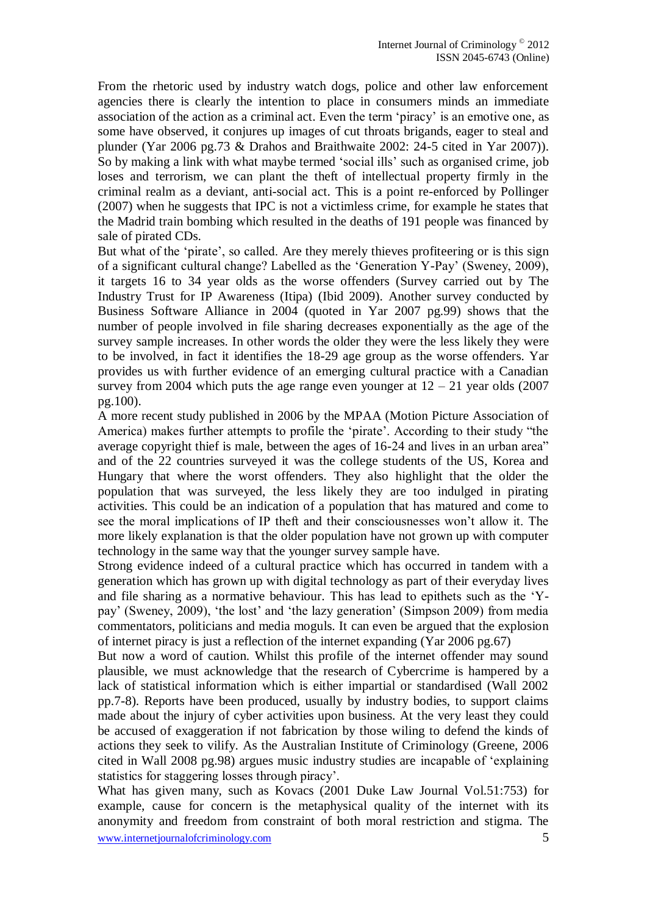From the rhetoric used by industry watch dogs, police and other law enforcement agencies there is clearly the intention to place in consumers minds an immediate association of the action as a criminal act. Even the term 'piracy' is an emotive one, as some have observed, it conjures up images of cut throats brigands, eager to steal and plunder (Yar 2006 pg.73 & Drahos and Braithwaite 2002: 24-5 cited in Yar 2007)). So by making a link with what maybe termed 'social ills' such as organised crime, job loses and terrorism, we can plant the theft of intellectual property firmly in the criminal realm as a deviant, anti-social act. This is a point re-enforced by Pollinger (2007) when he suggests that IPC is not a victimless crime, for example he states that the Madrid train bombing which resulted in the deaths of 191 people was financed by sale of pirated CDs.

But what of the 'pirate', so called. Are they merely thieves profiteering or is this sign of a significant cultural change? Labelled as the 'Generation Y-Pay' (Sweney, 2009), it targets 16 to 34 year olds as the worse offenders (Survey carried out by The Industry Trust for IP Awareness (Itipa) (Ibid 2009). Another survey conducted by Business Software Alliance in 2004 (quoted in Yar 2007 pg.99) shows that the number of people involved in file sharing decreases exponentially as the age of the survey sample increases. In other words the older they were the less likely they were to be involved, in fact it identifies the 18-29 age group as the worse offenders. Yar provides us with further evidence of an emerging cultural practice with a Canadian survey from 2004 which puts the age range even younger at 12 – 21 year olds (2007 pg.100).

A more recent study published in 2006 by the MPAA (Motion Picture Association of America) makes further attempts to profile the 'pirate'. According to their study "the average copyright thief is male, between the ages of 16-24 and lives in an urban area" and of the 22 countries surveyed it was the college students of the US, Korea and Hungary that where the worst offenders. They also highlight that the older the population that was surveyed, the less likely they are too indulged in pirating activities. This could be an indication of a population that has matured and come to see the moral implications of IP theft and their consciousnesses won't allow it. The more likely explanation is that the older population have not grown up with computer technology in the same way that the younger survey sample have.

Strong evidence indeed of a cultural practice which has occurred in tandem with a generation which has grown up with digital technology as part of their everyday lives and file sharing as a normative behaviour. This has lead to epithets such as the 'Y-pay' (Sweney, 2009), 'the lost' and 'the lazy generation' (Simpson 2009) from media commentators, politicians and media moguls. It can even be argued that the explosion of internet piracy is just a reflection of the internet expanding (Yar 2006 pg.67)

But now a word of caution. Whilst this profile of the internet offender may sound plausible, we must acknowledge that the research of Cybercrime is hampered by a lack of statistical information which is either impartial or standardised (Wall 2002 pp.7-8). Reports have been produced, usually by industry bodies, to support claims made about the injury of cyber activities upon business. At the very least they could be accused of exaggeration if not fabrication by those wiling to defend the kinds of actions they seek to vilify. As the Australian Institute of Criminology (Greene, 2006 cited in Wall 2008 pg.98) argues music industry studies are incapable of 'explaining statistics for staggering losses through piracy'.

What has given many, such as Kovacs (2001 Duke Law Journal Vol.51:753) for example, cause for concern is the metaphysical quality of the internet with its anonymity and freedom from constraint of both moral restriction and stigma. The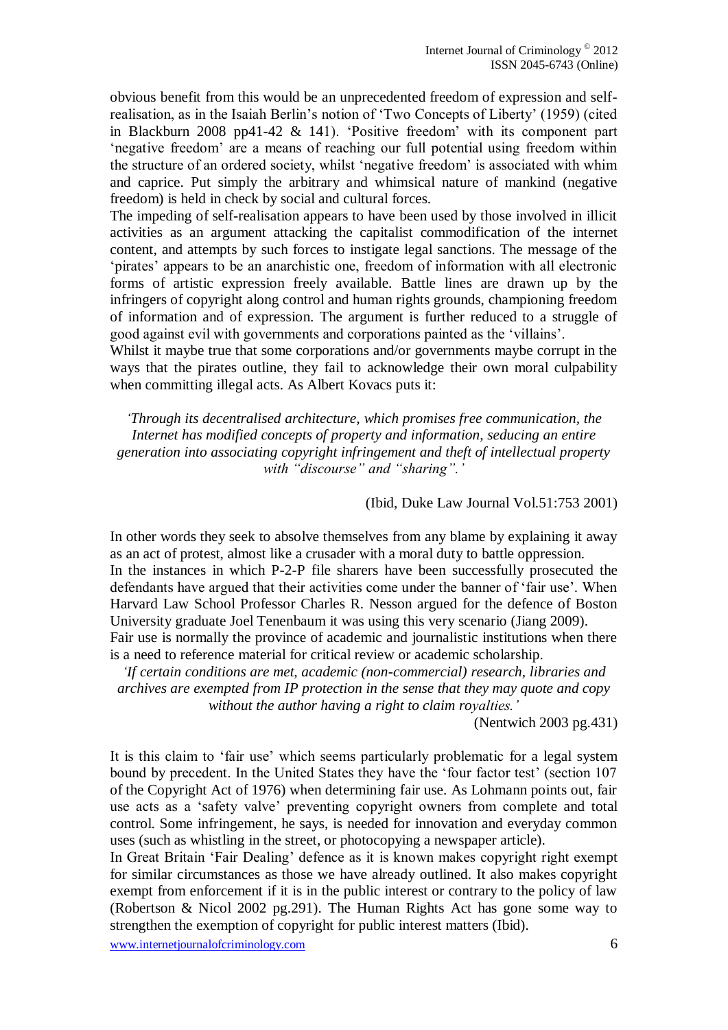obvious benefit from this would be an unprecedented freedom of expression and self-realisation, as in the Isaiah Berlin's notion of 'Two Concepts of Liberty' (1959) (cited in Blackburn 2008 pp41-42 & 141). 'Positive freedom' with its component part 'negative freedom' are a means of reaching our full potential using freedom within the structure of an ordered society, whilst 'negative freedom' is associated with whim and caprice. Put simply the arbitrary and whimsical nature of mankind (negative freedom) is held in check by social and cultural forces.

The impeding of self-realisation appears to have been used by those involved in illicit activities as an argument attacking the capitalist commodification of the internet content, and attempts by such forces to instigate legal sanctions. The message of the 'pirates' appears to be an anarchistic one, freedom of information with all electronic forms of artistic expression freely available. Battle lines are drawn up by the infringers of copyright along control and human rights grounds, championing freedom of information and of expression. The argument is further reduced to a struggle of good against evil with governments and corporations painted as the 'villains'.

Whilst it maybe true that some corporations and/or governments maybe corrupt in the ways that the pirates outline, they fail to acknowledge their own moral culpability when committing illegal acts. As Albert Kovacs puts it:

> *'Through its decentralised architecture, which promises free communication, the Internet has modified concepts of property and information, seducing an entire generation into associating copyright infringement and theft of intellectual property with "discourse" and "sharing".'*
>
> (Ibid, Duke Law Journal Vol.51:753 2001)

In other words they seek to absolve themselves from any blame by explaining it away as an act of protest, almost like a crusader with a moral duty to battle oppression.

In the instances in which P-2-P file sharers have been successfully prosecuted the defendants have argued that their activities come under the banner of 'fair use'. When Harvard Law School Professor Charles R. Nesson argued for the defence of Boston University graduate Joel Tenenbaum it was using this very scenario (Jiang 2009).

Fair use is normally the province of academic and journalistic institutions when there is a need to reference material for critical review or academic scholarship.

> *'If certain conditions are met, academic (non-commercial) research, libraries and archives are exempted from IP protection in the sense that they may quote and copy without the author having a right to claim royalties.'*
>
> (Nentwich 2003 pg.431)

It is this claim to 'fair use' which seems particularly problematic for a legal system bound by precedent. In the United States they have the 'four factor test' (section 107 of the Copyright Act of 1976) when determining fair use. As Lohmann points out, fair use acts as a 'safety valve' preventing copyright owners from complete and total control. Some infringement, he says, is needed for innovation and everyday common uses (such as whistling in the street, or photocopying a newspaper article).

In Great Britain 'Fair Dealing' defence as it is known makes copyright right exempt for similar circumstances as those we have already outlined. It also makes copyright exempt from enforcement if it is in the public interest or contrary to the policy of law (Robertson & Nicol 2002 pg.291). The Human Rights Act has gone some way to strengthen the exemption of copyright for public interest matters (Ibid).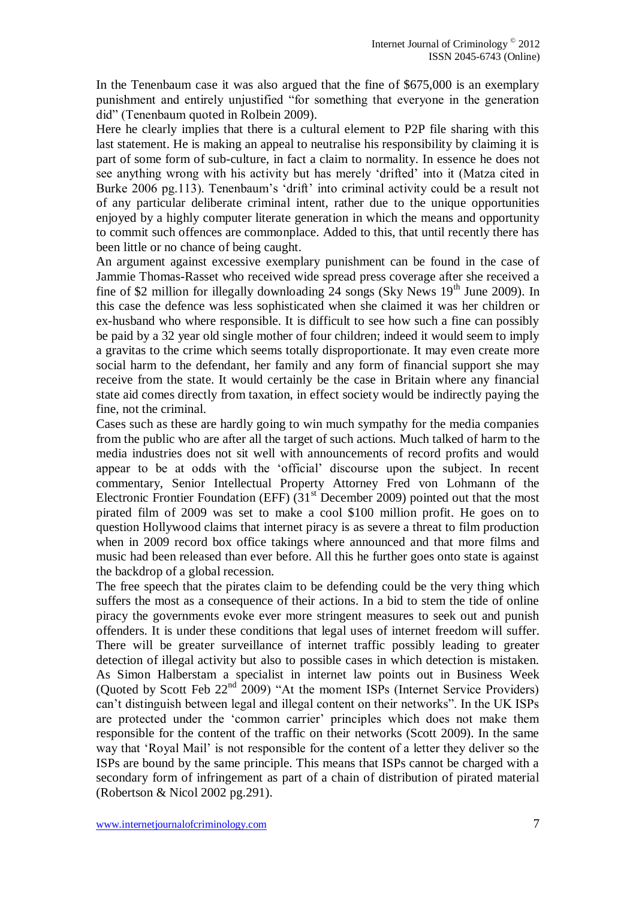In the Tenenbaum case it was also argued that the fine of $675,000 is an exemplary punishment and entirely unjustified "for something that everyone in the generation did" (Tenenbaum quoted in Rolbein 2009).

Here he clearly implies that there is a cultural element to P2P file sharing with this last statement. He is making an appeal to neutralise his responsibility by claiming it is part of some form of sub-culture, in fact a claim to normality. In essence he does not see anything wrong with his activity but has merely 'drifted' into it (Matza cited in Burke 2006 pg.113). Tenenbaum's 'drift' into criminal activity could be a result not of any particular deliberate criminal intent, rather due to the unique opportunities enjoyed by a highly computer literate generation in which the means and opportunity to commit such offences are commonplace. Added to this, that until recently there has been little or no chance of being caught.

An argument against excessive exemplary punishment can be found in the case of Jammie Thomas-Rasset who received wide spread press coverage after she received a fine of $2 million for illegally downloading 24 songs (Sky News 19th June 2009). In this case the defence was less sophisticated when she claimed it was her children or ex-husband who where responsible. It is difficult to see how such a fine can possibly be paid by a 32 year old single mother of four children; indeed it would seem to imply a gravitas to the crime which seems totally disproportionate. It may even create more social harm to the defendant, her family and any form of financial support she may receive from the state. It would certainly be the case in Britain where any financial state aid comes directly from taxation, in effect society would be indirectly paying the fine, not the criminal.

Cases such as these are hardly going to win much sympathy for the media companies from the public who are after all the target of such actions. Much talked of harm to the media industries does not sit well with announcements of record profits and would appear to be at odds with the 'official' discourse upon the subject. In recent commentary, Senior Intellectual Property Attorney Fred von Lohmann of the Electronic Frontier Foundation (EFF) (31st December 2009) pointed out that the most pirated film of 2009 was set to make a cool $100 million profit. He goes on to question Hollywood claims that internet piracy is as severe a threat to film production when in 2009 record box office takings where announced and that more films and music had been released than ever before. All this he further goes onto state is against the backdrop of a global recession.

The free speech that the pirates claim to be defending could be the very thing which suffers the most as a consequence of their actions. In a bid to stem the tide of online piracy the governments evoke ever more stringent measures to seek out and punish offenders. It is under these conditions that legal uses of internet freedom will suffer. There will be greater surveillance of internet traffic possibly leading to greater detection of illegal activity but also to possible cases in which detection is mistaken. As Simon Halberstam a specialist in internet law points out in Business Week (Quoted by Scott Feb 22nd 2009) "At the moment ISPs (Internet Service Providers) can't distinguish between legal and illegal content on their networks". In the UK ISPs are protected under the 'common carrier' principles which does not make them responsible for the content of the traffic on their networks (Scott 2009). In the same way that 'Royal Mail' is not responsible for the content of a letter they deliver so the ISPs are bound by the same principle. This means that ISPs cannot be charged with a secondary form of infringement as part of a chain of distribution of pirated material (Robertson & Nicol 2002 pg.291).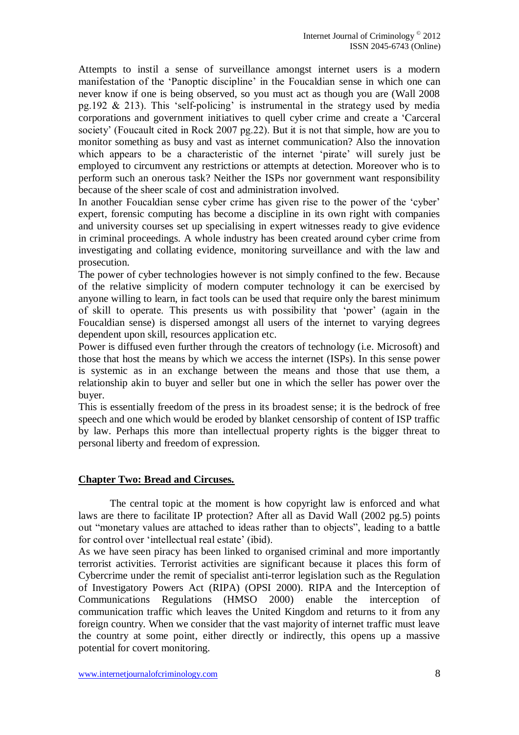Attempts to instil a sense of surveillance amongst internet users is a modern manifestation of the 'Panoptic discipline' in the Foucaldian sense in which one can never know if one is being observed, so you must act as though you are (Wall 2008 pg.192 & 213). This 'self-policing' is instrumental in the strategy used by media corporations and government initiatives to quell cyber crime and create a 'Carceral society' (Foucault cited in Rock 2007 pg.22). But it is not that simple, how are you to monitor something as busy and vast as internet communication? Also the innovation which appears to be a characteristic of the internet 'pirate' will surely just be employed to circumvent any restrictions or attempts at detection. Moreover who is to perform such an onerous task? Neither the ISPs nor government want responsibility because of the sheer scale of cost and administration involved.

In another Foucaldian sense cyber crime has given rise to the power of the 'cyber' expert, forensic computing has become a discipline in its own right with companies and university courses set up specialising in expert witnesses ready to give evidence in criminal proceedings. A whole industry has been created around cyber crime from investigating and collating evidence, monitoring surveillance and with the law and prosecution.

The power of cyber technologies however is not simply confined to the few. Because of the relative simplicity of modern computer technology it can be exercised by anyone willing to learn, in fact tools can be used that require only the barest minimum of skill to operate. This presents us with possibility that 'power' (again in the Foucaldian sense) is dispersed amongst all users of the internet to varying degrees dependent upon skill, resources application etc.

Power is diffused even further through the creators of technology (i.e. Microsoft) and those that host the means by which we access the internet (ISPs). In this sense power is systemic as in an exchange between the means and those that use them, a relationship akin to buyer and seller but one in which the seller has power over the buyer.

This is essentially freedom of the press in its broadest sense; it is the bedrock of free speech and one which would be eroded by blanket censorship of content of ISP traffic by law. Perhaps this more than intellectual property rights is the bigger threat to personal liberty and freedom of expression.

## Chapter Two: Bread and Circuses.

The central topic at the moment is how copyright law is enforced and what laws are there to facilitate IP protection? After all as David Wall (2002 pg.5) points out "monetary values are attached to ideas rather than to objects", leading to a battle for control over 'intellectual real estate' (ibid).

As we have seen piracy has been linked to organised criminal and more importantly terrorist activities. Terrorist activities are significant because it places this form of Cybercrime under the remit of specialist anti-terror legislation such as the Regulation of Investigatory Powers Act (RIPA) (OPSI 2000). RIPA and the Interception of Communications Regulations (HMSO 2000) enable the interception of communication traffic which leaves the United Kingdom and returns to it from any foreign country. When we consider that the vast majority of internet traffic must leave the country at some point, either directly or indirectly, this opens up a massive potential for covert monitoring.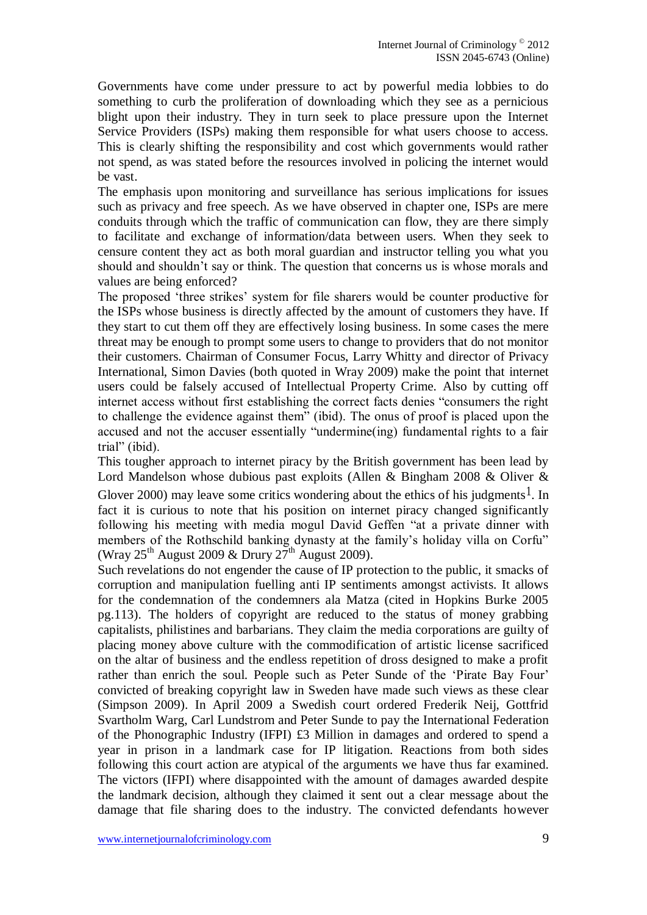Governments have come under pressure to act by powerful media lobbies to do something to curb the proliferation of downloading which they see as a pernicious blight upon their industry. They in turn seek to place pressure upon the Internet Service Providers (ISPs) making them responsible for what users choose to access. This is clearly shifting the responsibility and cost which governments would rather not spend, as was stated before the resources involved in policing the internet would be vast.

The emphasis upon monitoring and surveillance has serious implications for issues such as privacy and free speech. As we have observed in chapter one, ISPs are mere conduits through which the traffic of communication can flow, they are there simply to facilitate and exchange of information/data between users. When they seek to censure content they act as both moral guardian and instructor telling you what you should and shouldn't say or think. The question that concerns us is whose morals and values are being enforced?

The proposed 'three strikes' system for file sharers would be counter productive for the ISPs whose business is directly affected by the amount of customers they have. If they start to cut them off they are effectively losing business. In some cases the mere threat may be enough to prompt some users to change to providers that do not monitor their customers. Chairman of Consumer Focus, Larry Whitty and director of Privacy International, Simon Davies (both quoted in Wray 2009) make the point that internet users could be falsely accused of Intellectual Property Crime. Also by cutting off internet access without first establishing the correct facts denies "consumers the right to challenge the evidence against them" (ibid). The onus of proof is placed upon the accused and not the accuser essentially "undermine(ing) fundamental rights to a fair trial" (ibid).

This tougher approach to internet piracy by the British government has been lead by Lord Mandelson whose dubious past exploits (Allen & Bingham 2008 & Oliver & Glover 2000) may leave some critics wondering about the ethics of his judgments[1]. In fact it is curious to note that his position on internet piracy changed significantly following his meeting with media mogul David Geffen "at a private dinner with members of the Rothschild banking dynasty at the family's holiday villa on Corfu" (Wray 25th August 2009 & Drury 27th August 2009).

Such revelations do not engender the cause of IP protection to the public, it smacks of corruption and manipulation fuelling anti IP sentiments amongst activists. It allows for the condemnation of the condemners ala Matza (cited in Hopkins Burke 2005 pg.113). The holders of copyright are reduced to the status of money grabbing capitalists, philistines and barbarians. They claim the media corporations are guilty of placing money above culture with the commodification of artistic license sacrificed on the altar of business and the endless repetition of dross designed to make a profit rather than enrich the soul. People such as Peter Sunde of the 'Pirate Bay Four' convicted of breaking copyright law in Sweden have made such views as these clear (Simpson 2009). In April 2009 a Swedish court ordered Frederik Neij, Gottfrid Svartholm Warg, Carl Lundstrom and Peter Sunde to pay the International Federation of the Phonographic Industry (IFPI) £3 Million in damages and ordered to spend a year in prison in a landmark case for IP litigation. Reactions from both sides following this court action are atypical of the arguments we have thus far examined. The victors (IFPI) where disappointed with the amount of damages awarded despite the landmark decision, although they claimed it sent out a clear message about the damage that file sharing does to the industry. The convicted defendants however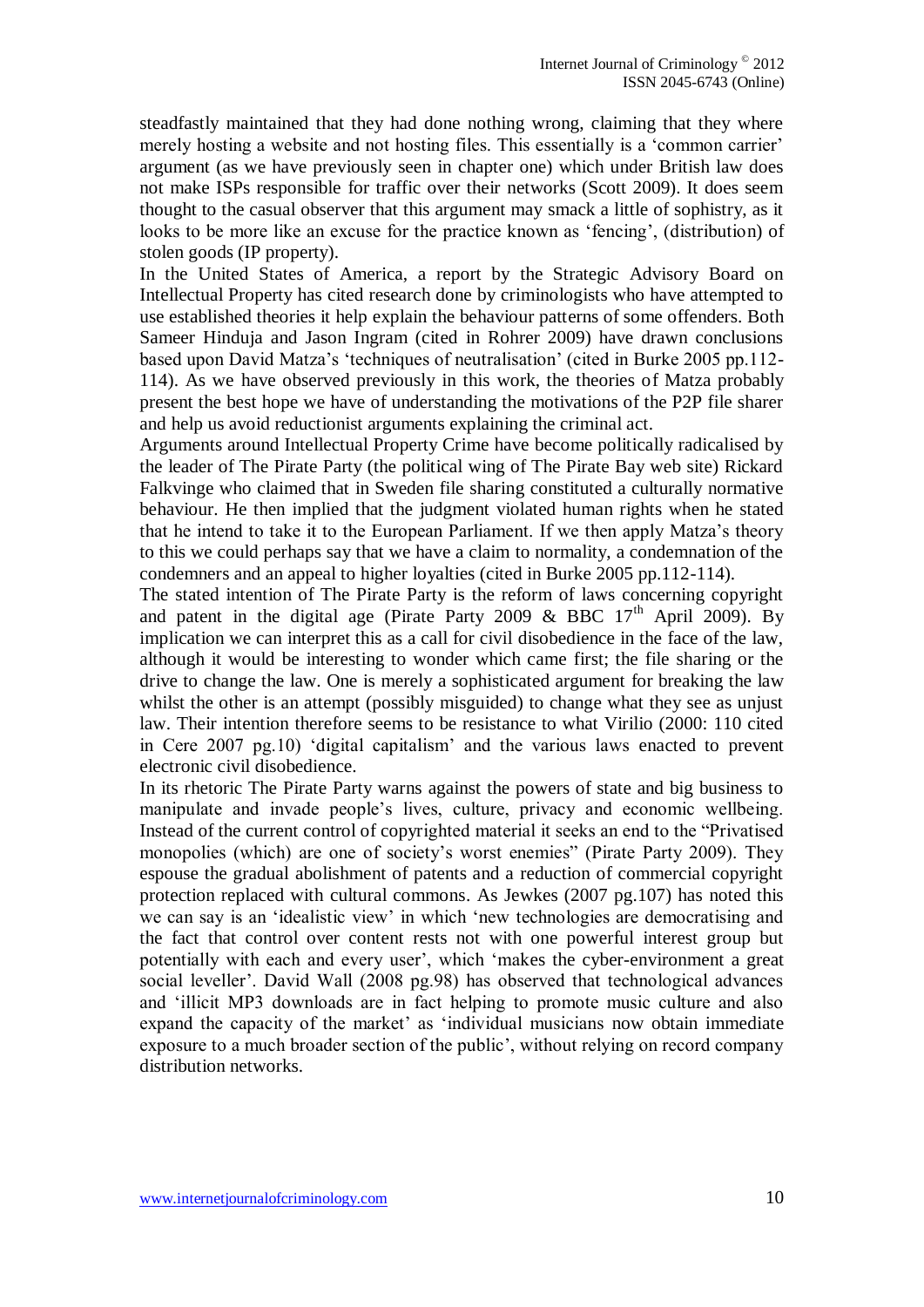steadfastly maintained that they had done nothing wrong, claiming that they where merely hosting a website and not hosting files. This essentially is a 'common carrier' argument (as we have previously seen in chapter one) which under British law does not make ISPs responsible for traffic over their networks (Scott 2009). It does seem thought to the casual observer that this argument may smack a little of sophistry, as it looks to be more like an excuse for the practice known as 'fencing', (distribution) of stolen goods (IP property).

In the United States of America, a report by the Strategic Advisory Board on Intellectual Property has cited research done by criminologists who have attempted to use established theories it help explain the behaviour patterns of some offenders. Both Sameer Hinduja and Jason Ingram (cited in Rohrer 2009) have drawn conclusions based upon David Matza's 'techniques of neutralisation' (cited in Burke 2005 pp.112-114). As we have observed previously in this work, the theories of Matza probably present the best hope we have of understanding the motivations of the P2P file sharer and help us avoid reductionist arguments explaining the criminal act.

Arguments around Intellectual Property Crime have become politically radicalised by the leader of The Pirate Party (the political wing of The Pirate Bay web site) Rickard Falkvinge who claimed that in Sweden file sharing constituted a culturally normative behaviour. He then implied that the judgment violated human rights when he stated that he intend to take it to the European Parliament. If we then apply Matza's theory to this we could perhaps say that we have a claim to normality, a condemnation of the condemners and an appeal to higher loyalties (cited in Burke 2005 pp.112-114).

The stated intention of The Pirate Party is the reform of laws concerning copyright and patent in the digital age (Pirate Party 2009 & BBC 17th April 2009). By implication we can interpret this as a call for civil disobedience in the face of the law, although it would be interesting to wonder which came first; the file sharing or the drive to change the law. One is merely a sophisticated argument for breaking the law whilst the other is an attempt (possibly misguided) to change what they see as unjust law. Their intention therefore seems to be resistance to what Virilio (2000: 110 cited in Cere 2007 pg.10) 'digital capitalism' and the various laws enacted to prevent electronic civil disobedience.

In its rhetoric The Pirate Party warns against the powers of state and big business to manipulate and invade people's lives, culture, privacy and economic wellbeing. Instead of the current control of copyrighted material it seeks an end to the "Privatised monopolies (which) are one of society's worst enemies" (Pirate Party 2009). They espouse the gradual abolishment of patents and a reduction of commercial copyright protection replaced with cultural commons. As Jewkes (2007 pg.107) has noted this we can say is an 'idealistic view' in which 'new technologies are democratising and the fact that control over content rests not with one powerful interest group but potentially with each and every user', which 'makes the cyber-environment a great social leveller'. David Wall (2008 pg.98) has observed that technological advances and 'illicit MP3 downloads are in fact helping to promote music culture and also expand the capacity of the market' as 'individual musicians now obtain immediate exposure to a much broader section of the public', without relying on record company distribution networks.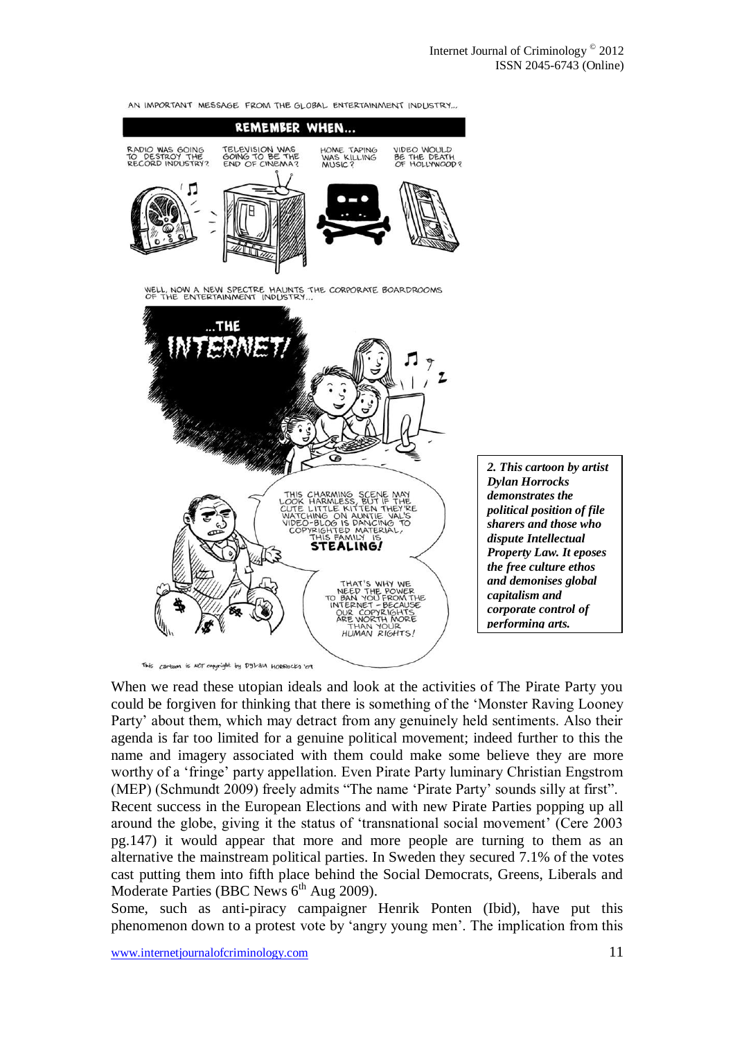*2. This cartoon by artist Dylan Horrocks demonstrates the political position of file sharers and those who dispute Intellectual Property Law. It eposes the free culture ethos and demonises global capitalism and corporate control of performing arts.*

When we read these utopian ideals and look at the activities of The Pirate Party you could be forgiven for thinking that there is something of the 'Monster Raving Looney Party' about them, which may detract from any genuinely held sentiments. Also their agenda is far too limited for a genuine political movement; indeed further to this the name and imagery associated with them could make some believe they are more worthy of a 'fringe' party appellation. Even Pirate Party luminary Christian Engstrom (MEP) (Schmundt 2009) freely admits "The name 'Pirate Party' sounds silly at first".

Recent success in the European Elections and with new Pirate Parties popping up all around the globe, giving it the status of 'transnational social movement' (Cere 2003 pg.147) it would appear that more and more people are turning to them as an alternative the mainstream political parties. In Sweden they secured 7.1% of the votes cast putting them into fifth place behind the Social Democrats, Greens, Liberals and Moderate Parties (BBC News 6th Aug 2009).

Some, such as anti-piracy campaigner Henrik Ponten (Ibid), have put this phenomenon down to a protest vote by 'angry young men'. The implication from this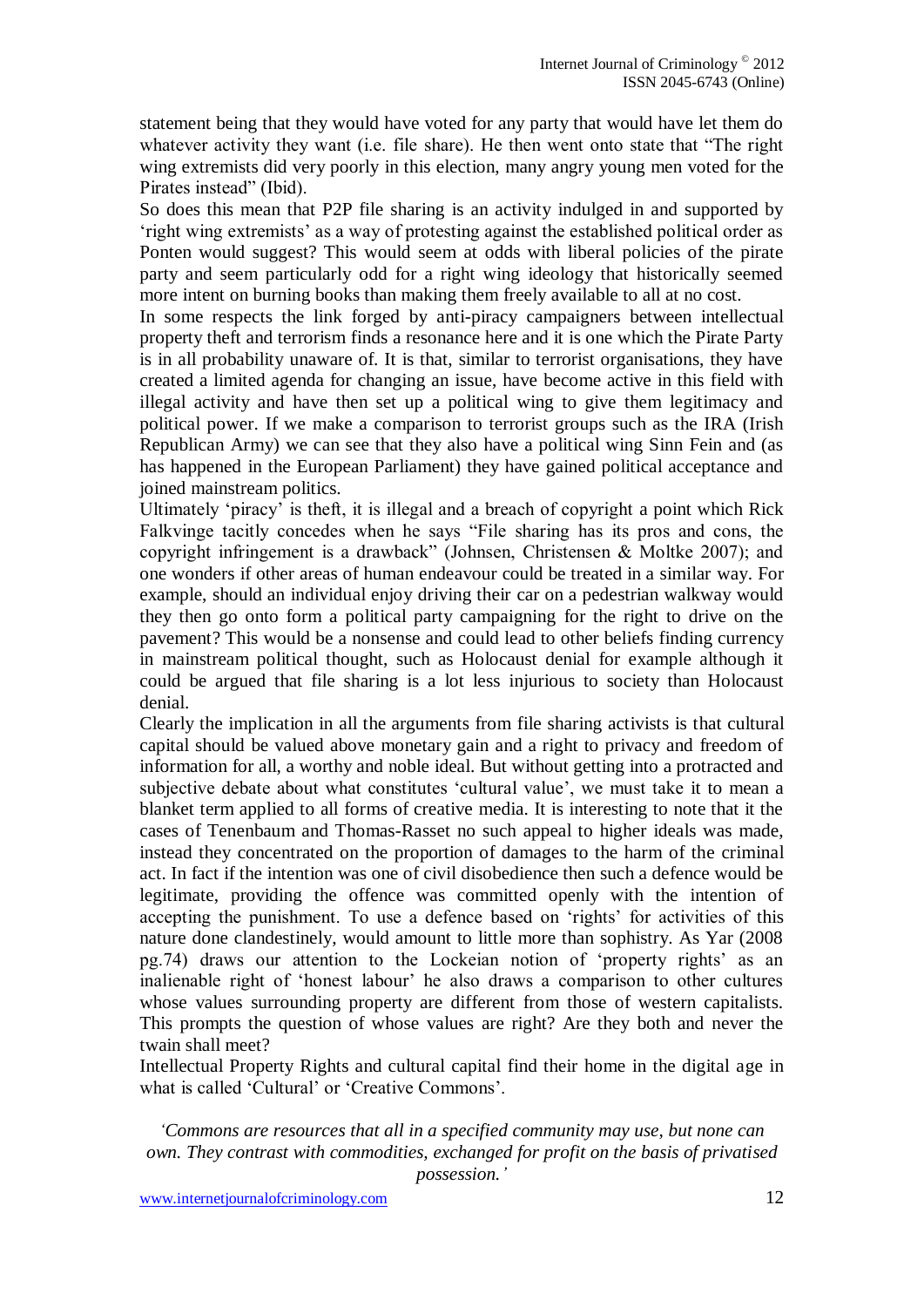statement being that they would have voted for any party that would have let them do whatever activity they want (i.e. file share). He then went onto state that "The right wing extremists did very poorly in this election, many angry young men voted for the Pirates instead" (Ibid).

So does this mean that P2P file sharing is an activity indulged in and supported by 'right wing extremists' as a way of protesting against the established political order as Ponten would suggest? This would seem at odds with liberal policies of the pirate party and seem particularly odd for a right wing ideology that historically seemed more intent on burning books than making them freely available to all at no cost.

In some respects the link forged by anti-piracy campaigners between intellectual property theft and terrorism finds a resonance here and it is one which the Pirate Party is in all probability unaware of. It is that, similar to terrorist organisations, they have created a limited agenda for changing an issue, have become active in this field with illegal activity and have then set up a political wing to give them legitimacy and political power. If we make a comparison to terrorist groups such as the IRA (Irish Republican Army) we can see that they also have a political wing Sinn Fein and (as has happened in the European Parliament) they have gained political acceptance and joined mainstream politics.

Ultimately 'piracy' is theft, it is illegal and a breach of copyright a point which Rick Falkvinge tacitly concedes when he says "File sharing has its pros and cons, the copyright infringement is a drawback" (Johnsen, Christensen & Moltke 2007); and one wonders if other areas of human endeavour could be treated in a similar way. For example, should an individual enjoy driving their car on a pedestrian walkway would they then go onto form a political party campaigning for the right to drive on the pavement? This would be a nonsense and could lead to other beliefs finding currency in mainstream political thought, such as Holocaust denial for example although it could be argued that file sharing is a lot less injurious to society than Holocaust denial.

Clearly the implication in all the arguments from file sharing activists is that cultural capital should be valued above monetary gain and a right to privacy and freedom of information for all, a worthy and noble ideal. But without getting into a protracted and subjective debate about what constitutes 'cultural value', we must take it to mean a blanket term applied to all forms of creative media. It is interesting to note that it the cases of Tenenbaum and Thomas-Rasset no such appeal to higher ideals was made, instead they concentrated on the proportion of damages to the harm of the criminal act. In fact if the intention was one of civil disobedience then such a defence would be legitimate, providing the offence was committed openly with the intention of accepting the punishment. To use a defence based on 'rights' for activities of this nature done clandestinely, would amount to little more than sophistry. As Yar (2008 pg.74) draws our attention to the Lockeian notion of 'property rights' as an inalienable right of 'honest labour' he also draws a comparison to other cultures whose values surrounding property are different from those of western capitalists. This prompts the question of whose values are right? Are they both and never the twain shall meet?

Intellectual Property Rights and cultural capital find their home in the digital age in what is called 'Cultural' or 'Creative Commons'.

> *'Commons are resources that all in a specified community may use, but none can own. They contrast with commodities, exchanged for profit on the basis of privatised possession.'*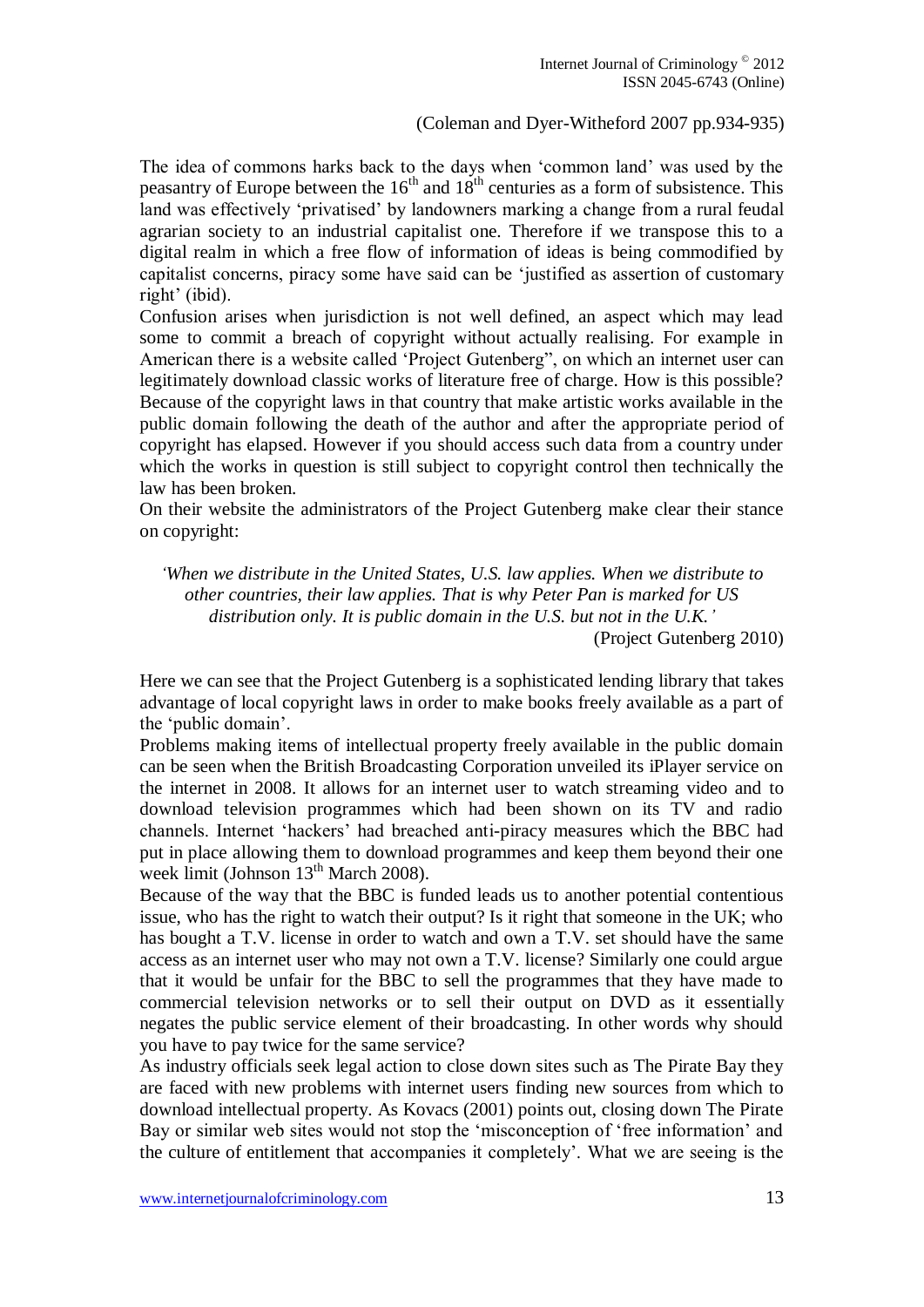(Coleman and Dyer-Witheford 2007 pp.934-935)

The idea of commons harks back to the days when 'common land' was used by the peasantry of Europe between the 16th and 18th centuries as a form of subsistence. This land was effectively 'privatised' by landowners marking a change from a rural feudal agrarian society to an industrial capitalist one. Therefore if we transpose this to a digital realm in which a free flow of information of ideas is being commodified by capitalist concerns, piracy some have said can be 'justified as assertion of customary right' (ibid).

Confusion arises when jurisdiction is not well defined, an aspect which may lead some to commit a breach of copyright without actually realising. For example in American there is a website called 'Project Gutenberg", on which an internet user can legitimately download classic works of literature free of charge. How is this possible? Because of the copyright laws in that country that make artistic works available in the public domain following the death of the author and after the appropriate period of copyright has elapsed. However if you should access such data from a country under which the works in question is still subject to copyright control then technically the law has been broken.

On their website the administrators of the Project Gutenberg make clear their stance on copyright:

> *'When we distribute in the United States, U.S. law applies. When we distribute to other countries, their law applies. That is why Peter Pan is marked for US distribution only. It is public domain in the U.S. but not in the U.K.'*
>
> (Project Gutenberg 2010)

Here we can see that the Project Gutenberg is a sophisticated lending library that takes advantage of local copyright laws in order to make books freely available as a part of the 'public domain'.

Problems making items of intellectual property freely available in the public domain can be seen when the British Broadcasting Corporation unveiled its iPlayer service on the internet in 2008. It allows for an internet user to watch streaming video and to download television programmes which had been shown on its TV and radio channels. Internet 'hackers' had breached anti-piracy measures which the BBC had put in place allowing them to download programmes and keep them beyond their one week limit (Johnson 13th March 2008).

Because of the way that the BBC is funded leads us to another potential contentious issue, who has the right to watch their output? Is it right that someone in the UK; who has bought a T.V. license in order to watch and own a T.V. set should have the same access as an internet user who may not own a T.V. license? Similarly one could argue that it would be unfair for the BBC to sell the programmes that they have made to commercial television networks or to sell their output on DVD as it essentially negates the public service element of their broadcasting. In other words why should you have to pay twice for the same service?

As industry officials seek legal action to close down sites such as The Pirate Bay they are faced with new problems with internet users finding new sources from which to download intellectual property. As Kovacs (2001) points out, closing down The Pirate Bay or similar web sites would not stop the 'misconception of 'free information' and the culture of entitlement that accompanies it completely'. What we are seeing is the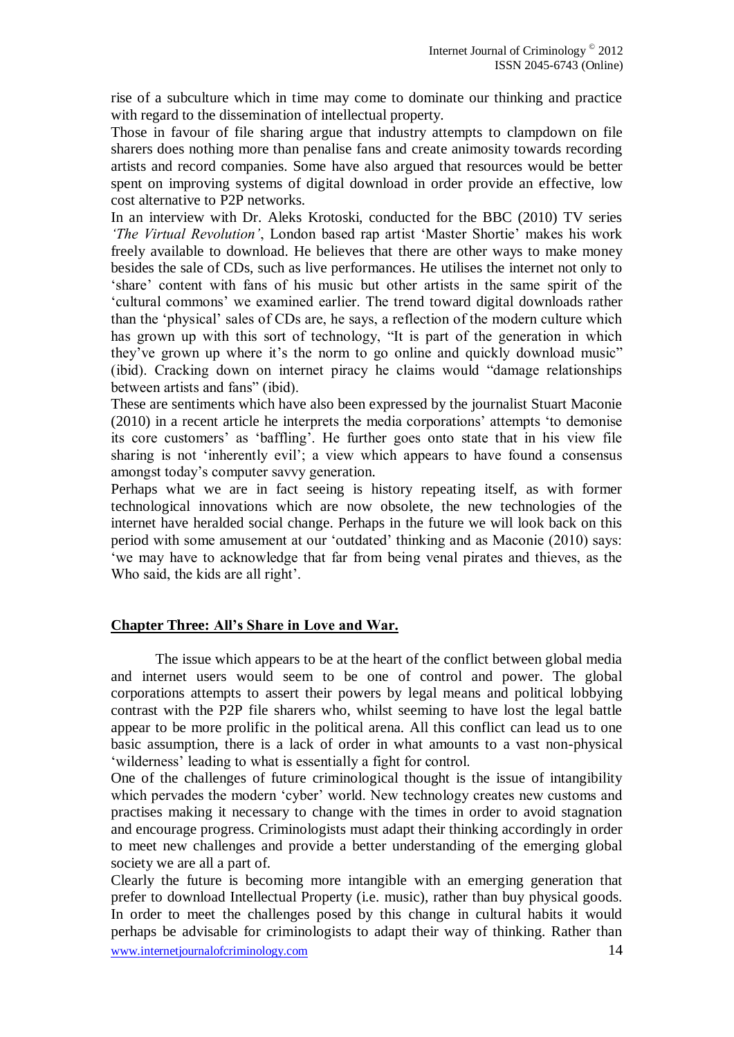rise of a subculture which in time may come to dominate our thinking and practice with regard to the dissemination of intellectual property.

Those in favour of file sharing argue that industry attempts to clampdown on file sharers does nothing more than penalise fans and create animosity towards recording artists and record companies. Some have also argued that resources would be better spent on improving systems of digital download in order provide an effective, low cost alternative to P2P networks.

In an interview with Dr. Aleks Krotoski, conducted for the BBC (2010) TV series *'The Virtual Revolution'*, London based rap artist 'Master Shortie' makes his work freely available to download. He believes that there are other ways to make money besides the sale of CDs, such as live performances. He utilises the internet not only to 'share' content with fans of his music but other artists in the same spirit of the 'cultural commons' we examined earlier. The trend toward digital downloads rather than the 'physical' sales of CDs are, he says, a reflection of the modern culture which has grown up with this sort of technology, "It is part of the generation in which they've grown up where it's the norm to go online and quickly download music" (ibid). Cracking down on internet piracy he claims would "damage relationships between artists and fans" (ibid).

These are sentiments which have also been expressed by the journalist Stuart Maconie (2010) in a recent article he interprets the media corporations' attempts 'to demonise its core customers' as 'baffling'. He further goes onto state that in his view file sharing is not 'inherently evil'; a view which appears to have found a consensus amongst today's computer savvy generation.

Perhaps what we are in fact seeing is history repeating itself, as with former technological innovations which are now obsolete, the new technologies of the internet have heralded social change. Perhaps in the future we will look back on this period with some amusement at our 'outdated' thinking and as Maconie (2010) says: 'we may have to acknowledge that far from being venal pirates and thieves, as the Who said, the kids are all right'.

## Chapter Three: All's Share in Love and War.

The issue which appears to be at the heart of the conflict between global media and internet users would seem to be one of control and power. The global corporations attempts to assert their powers by legal means and political lobbying contrast with the P2P file sharers who, whilst seeming to have lost the legal battle appear to be more prolific in the political arena. All this conflict can lead us to one basic assumption, there is a lack of order in what amounts to a vast non-physical 'wilderness' leading to what is essentially a fight for control.

One of the challenges of future criminological thought is the issue of intangibility which pervades the modern 'cyber' world. New technology creates new customs and practises making it necessary to change with the times in order to avoid stagnation and encourage progress. Criminologists must adapt their thinking accordingly in order to meet new challenges and provide a better understanding of the emerging global society we are all a part of.

Clearly the future is becoming more intangible with an emerging generation that prefer to download Intellectual Property (i.e. music), rather than buy physical goods. In order to meet the challenges posed by this change in cultural habits it would perhaps be advisable for criminologists to adapt their way of thinking. Rather than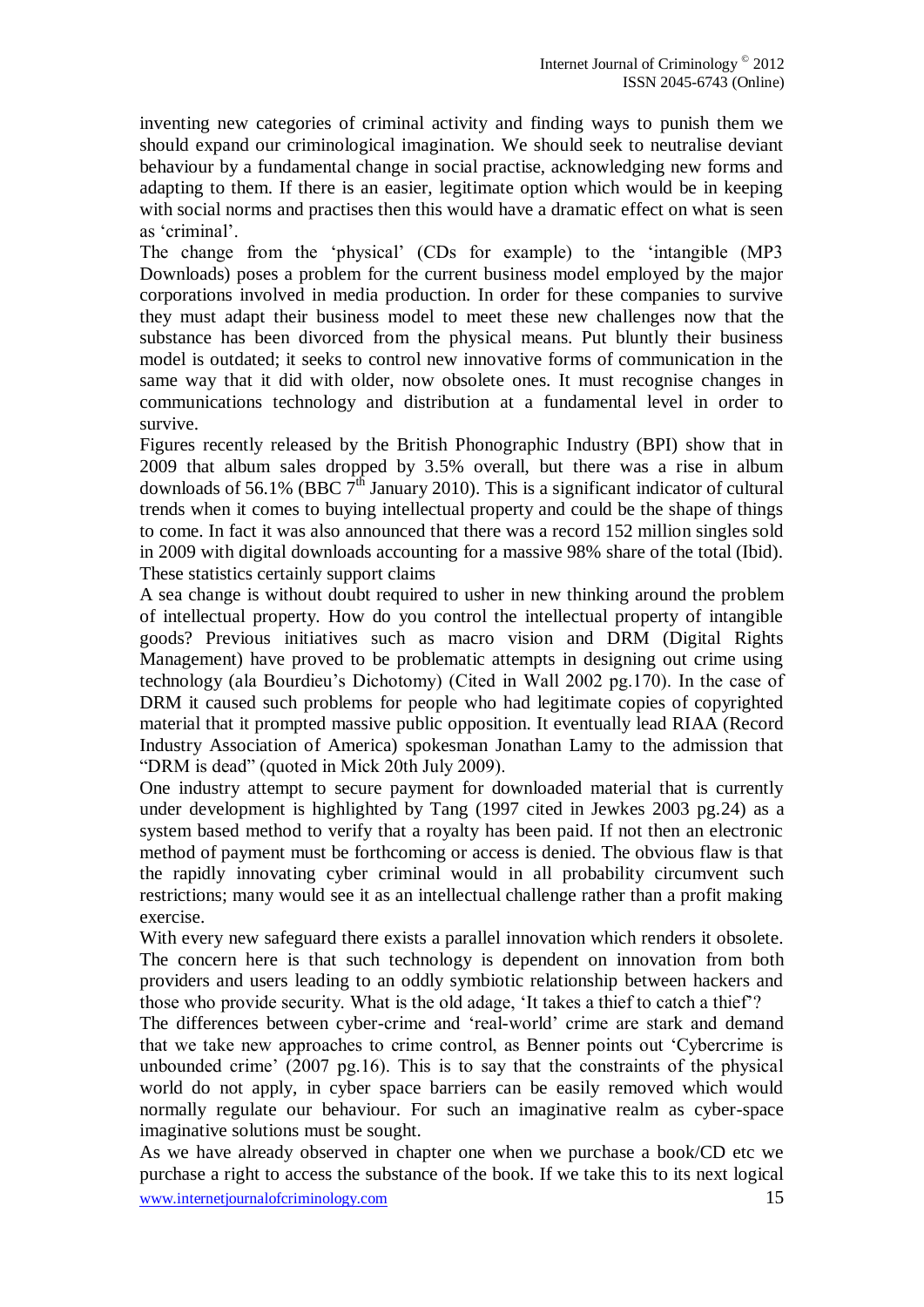inventing new categories of criminal activity and finding ways to punish them we should expand our criminological imagination. We should seek to neutralise deviant behaviour by a fundamental change in social practise, acknowledging new forms and adapting to them. If there is an easier, legitimate option which would be in keeping with social norms and practises then this would have a dramatic effect on what is seen as 'criminal'.

The change from the 'physical' (CDs for example) to the 'intangible (MP3 Downloads) poses a problem for the current business model employed by the major corporations involved in media production. In order for these companies to survive they must adapt their business model to meet these new challenges now that the substance has been divorced from the physical means. Put bluntly their business model is outdated; it seeks to control new innovative forms of communication in the same way that it did with older, now obsolete ones. It must recognise changes in communications technology and distribution at a fundamental level in order to survive.

Figures recently released by the British Phonographic Industry (BPI) show that in 2009 that album sales dropped by 3.5% overall, but there was a rise in album downloads of 56.1% (BBC 7th January 2010). This is a significant indicator of cultural trends when it comes to buying intellectual property and could be the shape of things to come. In fact it was also announced that there was a record 152 million singles sold in 2009 with digital downloads accounting for a massive 98% share of the total (Ibid). These statistics certainly support claims

A sea change is without doubt required to usher in new thinking around the problem of intellectual property. How do you control the intellectual property of intangible goods? Previous initiatives such as macro vision and DRM (Digital Rights Management) have proved to be problematic attempts in designing out crime using technology (ala Bourdieu's Dichotomy) (Cited in Wall 2002 pg.170). In the case of DRM it caused such problems for people who had legitimate copies of copyrighted material that it prompted massive public opposition. It eventually lead RIAA (Record Industry Association of America) spokesman Jonathan Lamy to the admission that "DRM is dead" (quoted in Mick 20th July 2009).

One industry attempt to secure payment for downloaded material that is currently under development is highlighted by Tang (1997 cited in Jewkes 2003 pg.24) as a system based method to verify that a royalty has been paid. If not then an electronic method of payment must be forthcoming or access is denied. The obvious flaw is that the rapidly innovating cyber criminal would in all probability circumvent such restrictions; many would see it as an intellectual challenge rather than a profit making exercise.

With every new safeguard there exists a parallel innovation which renders it obsolete. The concern here is that such technology is dependent on innovation from both providers and users leading to an oddly symbiotic relationship between hackers and those who provide security. What is the old adage, 'It takes a thief to catch a thief'?

The differences between cyber-crime and 'real-world' crime are stark and demand that we take new approaches to crime control, as Benner points out 'Cybercrime is unbounded crime' (2007 pg.16). This is to say that the constraints of the physical world do not apply, in cyber space barriers can be easily removed which would normally regulate our behaviour. For such an imaginative realm as cyber-space imaginative solutions must be sought.

As we have already observed in chapter one when we purchase a book/CD etc we purchase a right to access the substance of the book. If we take this to its next logical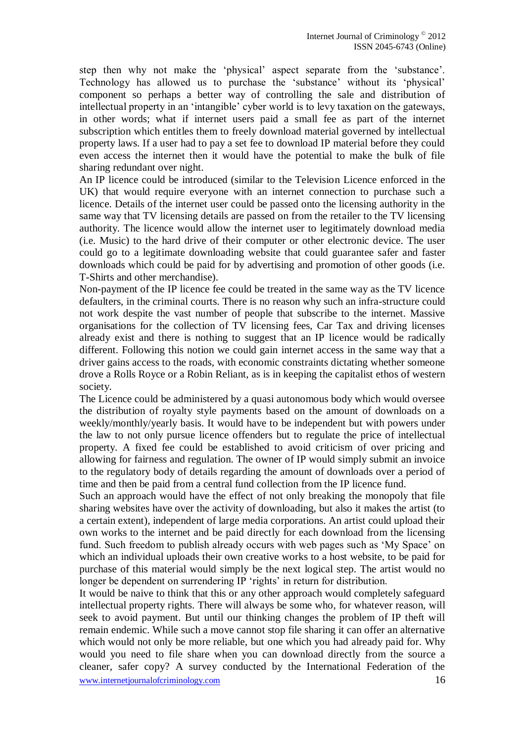step then why not make the 'physical' aspect separate from the 'substance'. Technology has allowed us to purchase the 'substance' without its 'physical' component so perhaps a better way of controlling the sale and distribution of intellectual property in an 'intangible' cyber world is to levy taxation on the gateways, in other words; what if internet users paid a small fee as part of the internet subscription which entitles them to freely download material governed by intellectual property laws. If a user had to pay a set fee to download IP material before they could even access the internet then it would have the potential to make the bulk of file sharing redundant over night.

An IP licence could be introduced (similar to the Television Licence enforced in the UK) that would require everyone with an internet connection to purchase such a licence. Details of the internet user could be passed onto the licensing authority in the same way that TV licensing details are passed on from the retailer to the TV licensing authority. The licence would allow the internet user to legitimately download media (i.e. Music) to the hard drive of their computer or other electronic device. The user could go to a legitimate downloading website that could guarantee safer and faster downloads which could be paid for by advertising and promotion of other goods (i.e. T-Shirts and other merchandise).

Non-payment of the IP licence fee could be treated in the same way as the TV licence defaulters, in the criminal courts. There is no reason why such an infra-structure could not work despite the vast number of people that subscribe to the internet. Massive organisations for the collection of TV licensing fees, Car Tax and driving licenses already exist and there is nothing to suggest that an IP licence would be radically different. Following this notion we could gain internet access in the same way that a driver gains access to the roads, with economic constraints dictating whether someone drove a Rolls Royce or a Robin Reliant, as is in keeping the capitalist ethos of western society.

The Licence could be administered by a quasi autonomous body which would oversee the distribution of royalty style payments based on the amount of downloads on a weekly/monthly/yearly basis. It would have to be independent but with powers under the law to not only pursue licence offenders but to regulate the price of intellectual property. A fixed fee could be established to avoid criticism of over pricing and allowing for fairness and regulation. The owner of IP would simply submit an invoice to the regulatory body of details regarding the amount of downloads over a period of time and then be paid from a central fund collection from the IP licence fund.

Such an approach would have the effect of not only breaking the monopoly that file sharing websites have over the activity of downloading, but also it makes the artist (to a certain extent), independent of large media corporations. An artist could upload their own works to the internet and be paid directly for each download from the licensing fund. Such freedom to publish already occurs with web pages such as 'My Space' on which an individual uploads their own creative works to a host website, to be paid for purchase of this material would simply be the next logical step. The artist would no longer be dependent on surrendering IP 'rights' in return for distribution.

It would be naive to think that this or any other approach would completely safeguard intellectual property rights. There will always be some who, for whatever reason, will seek to avoid payment. But until our thinking changes the problem of IP theft will remain endemic. While such a move cannot stop file sharing it can offer an alternative which would not only be more reliable, but one which you had already paid for. Why would you need to file share when you can download directly from the source a cleaner, safer copy? A survey conducted by the International Federation of the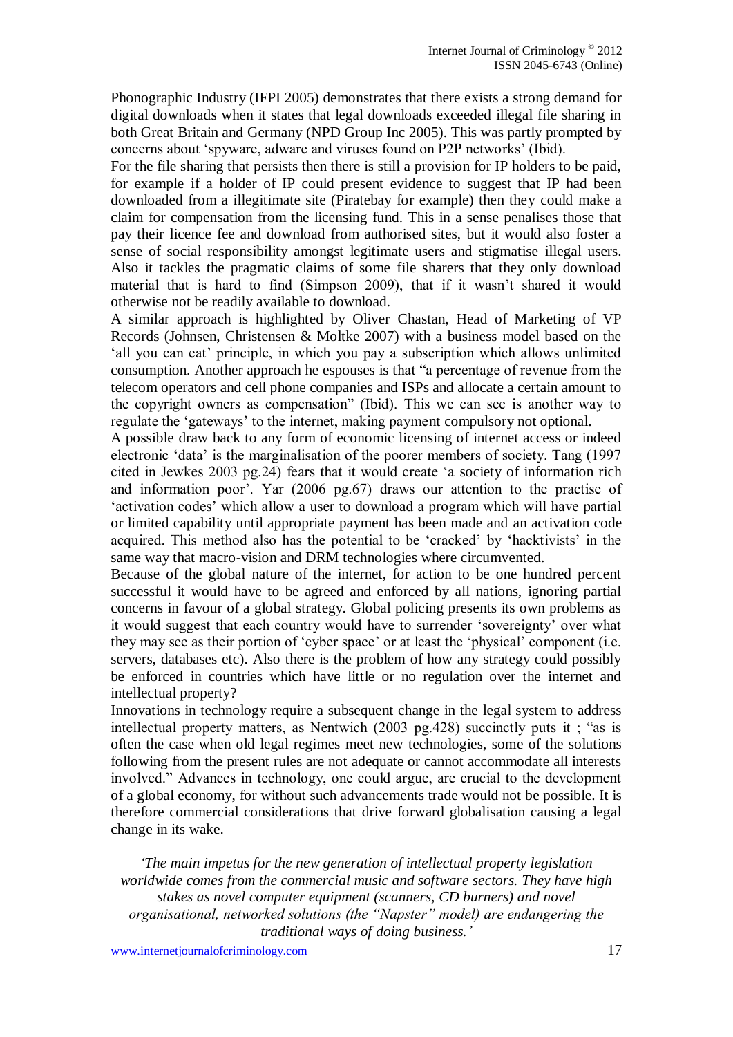Phonographic Industry (IFPI 2005) demonstrates that there exists a strong demand for digital downloads when it states that legal downloads exceeded illegal file sharing in both Great Britain and Germany (NPD Group Inc 2005). This was partly prompted by concerns about 'spyware, adware and viruses found on P2P networks' (Ibid).

For the file sharing that persists then there is still a provision for IP holders to be paid, for example if a holder of IP could present evidence to suggest that IP had been downloaded from a illegitimate site (Piratebay for example) then they could make a claim for compensation from the licensing fund. This in a sense penalises those that pay their licence fee and download from authorised sites, but it would also foster a sense of social responsibility amongst legitimate users and stigmatise illegal users. Also it tackles the pragmatic claims of some file sharers that they only download material that is hard to find (Simpson 2009), that if it wasn't shared it would otherwise not be readily available to download.

A similar approach is highlighted by Oliver Chastan, Head of Marketing of VP Records (Johnsen, Christensen & Moltke 2007) with a business model based on the 'all you can eat' principle, in which you pay a subscription which allows unlimited consumption. Another approach he espouses is that "a percentage of revenue from the telecom operators and cell phone companies and ISPs and allocate a certain amount to the copyright owners as compensation" (Ibid). This we can see is another way to regulate the 'gateways' to the internet, making payment compulsory not optional.

A possible draw back to any form of economic licensing of internet access or indeed electronic 'data' is the marginalisation of the poorer members of society. Tang (1997 cited in Jewkes 2003 pg.24) fears that it would create 'a society of information rich and information poor'. Yar (2006 pg.67) draws our attention to the practise of 'activation codes' which allow a user to download a program which will have partial or limited capability until appropriate payment has been made and an activation code acquired. This method also has the potential to be 'cracked' by 'hacktivists' in the same way that macro-vision and DRM technologies where circumvented.

Because of the global nature of the internet, for action to be one hundred percent successful it would have to be agreed and enforced by all nations, ignoring partial concerns in favour of a global strategy. Global policing presents its own problems as it would suggest that each country would have to surrender 'sovereignty' over what they may see as their portion of 'cyber space' or at least the 'physical' component (i.e. servers, databases etc). Also there is the problem of how any strategy could possibly be enforced in countries which have little or no regulation over the internet and intellectual property?

Innovations in technology require a subsequent change in the legal system to address intellectual property matters, as Nentwich (2003 pg.428) succinctly puts it ; "as is often the case when old legal regimes meet new technologies, some of the solutions following from the present rules are not adequate or cannot accommodate all interests involved." Advances in technology, one could argue, are crucial to the development of a global economy, for without such advancements trade would not be possible. It is therefore commercial considerations that drive forward globalisation causing a legal change in its wake.

> *'The main impetus for the new generation of intellectual property legislation worldwide comes from the commercial music and software sectors. They have high stakes as novel computer equipment (scanners, CD burners) and novel organisational, networked solutions (the "Napster" model) are endangering the traditional ways of doing business.'*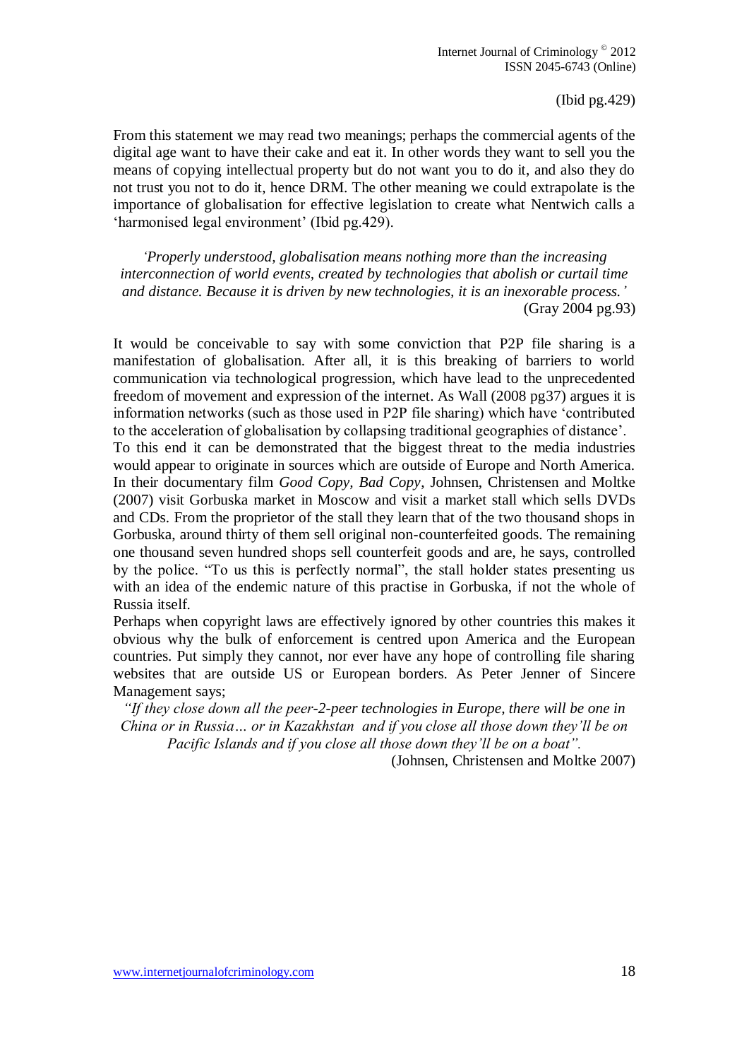(Ibid pg.429)

From this statement we may read two meanings; perhaps the commercial agents of the digital age want to have their cake and eat it. In other words they want to sell you the means of copying intellectual property but do not want you to do it, and also they do not trust you not to do it, hence DRM. The other meaning we could extrapolate is the importance of globalisation for effective legislation to create what Nentwich calls a 'harmonised legal environment' (Ibid pg.429).

> *'Properly understood, globalisation means nothing more than the increasing interconnection of world events, created by technologies that abolish or curtail time and distance. Because it is driven by new technologies, it is an inexorable process.'*
>
> (Gray 2004 pg.93)

It would be conceivable to say with some conviction that P2P file sharing is a manifestation of globalisation. After all, it is this breaking of barriers to world communication via technological progression, which have lead to the unprecedented freedom of movement and expression of the internet. As Wall (2008 pg37) argues it is information networks (such as those used in P2P file sharing) which have 'contributed to the acceleration of globalisation by collapsing traditional geographies of distance'.

To this end it can be demonstrated that the biggest threat to the media industries would appear to originate in sources which are outside of Europe and North America. In their documentary film *Good Copy, Bad Copy*, Johnsen, Christensen and Moltke (2007) visit Gorbuska market in Moscow and visit a market stall which sells DVDs and CDs. From the proprietor of the stall they learn that of the two thousand shops in Gorbuska, around thirty of them sell original non-counterfeited goods. The remaining one thousand seven hundred shops sell counterfeit goods and are, he says, controlled by the police. "To us this is perfectly normal", the stall holder states presenting us with an idea of the endemic nature of this practise in Gorbuska, if not the whole of Russia itself.

Perhaps when copyright laws are effectively ignored by other countries this makes it obvious why the bulk of enforcement is centred upon America and the European countries. Put simply they cannot, nor ever have any hope of controlling file sharing websites that are outside US or European borders. As Peter Jenner of Sincere Management says;

> *"If they close down all the peer-2-peer technologies in Europe, there will be one in China or in Russia… or in Kazakhstan and if you close all those down they'll be on Pacific Islands and if you close all those down they'll be on a boat".*
>
> (Johnsen, Christensen and Moltke 2007)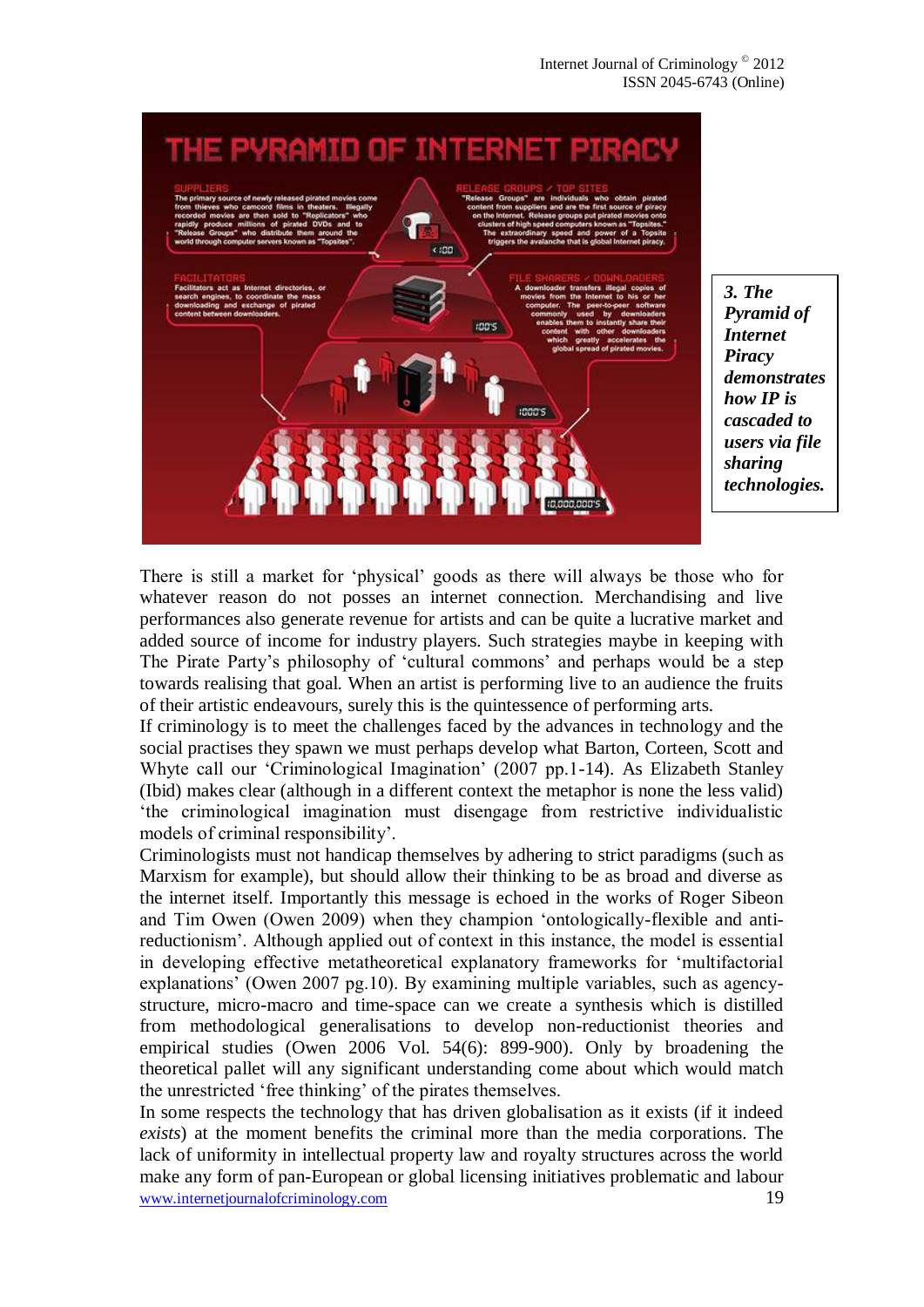*3. The Pyramid of Internet Piracy demonstrates how IP is cascaded to users via file sharing technologies.*

There is still a market for 'physical' goods as there will always be those who for whatever reason do not posses an internet connection. Merchandising and live performances also generate revenue for artists and can be quite a lucrative market and added source of income for industry players. Such strategies maybe in keeping with The Pirate Party's philosophy of 'cultural commons' and perhaps would be a step towards realising that goal. When an artist is performing live to an audience the fruits of their artistic endeavours, surely this is the quintessence of performing arts.

If criminology is to meet the challenges faced by the advances in technology and the social practises they spawn we must perhaps develop what Barton, Corteen, Scott and Whyte call our 'Criminological Imagination' (2007 pp.1-14). As Elizabeth Stanley (Ibid) makes clear (although in a different context the metaphor is none the less valid) 'the criminological imagination must disengage from restrictive individualistic models of criminal responsibility'.

Criminologists must not handicap themselves by adhering to strict paradigms (such as Marxism for example), but should allow their thinking to be as broad and diverse as the internet itself. Importantly this message is echoed in the works of Roger Sibeon and Tim Owen (Owen 2009) when they champion 'ontologically-flexible and anti-reductionism'. Although applied out of context in this instance, the model is essential in developing effective metatheoretical explanatory frameworks for 'multifactorial explanations' (Owen 2007 pg.10). By examining multiple variables, such as agency-structure, micro-macro and time-space can we create a synthesis which is distilled from methodological generalisations to develop non-reductionist theories and empirical studies (Owen 2006 Vol. 54(6): 899-900). Only by broadening the theoretical pallet will any significant understanding come about which would match the unrestricted 'free thinking' of the pirates themselves.

In some respects the technology that has driven globalisation as it exists (if it indeed *exists*) at the moment benefits the criminal more than the media corporations. The lack of uniformity in intellectual property law and royalty structures across the world make any form of pan-European or global licensing initiatives problematic and labour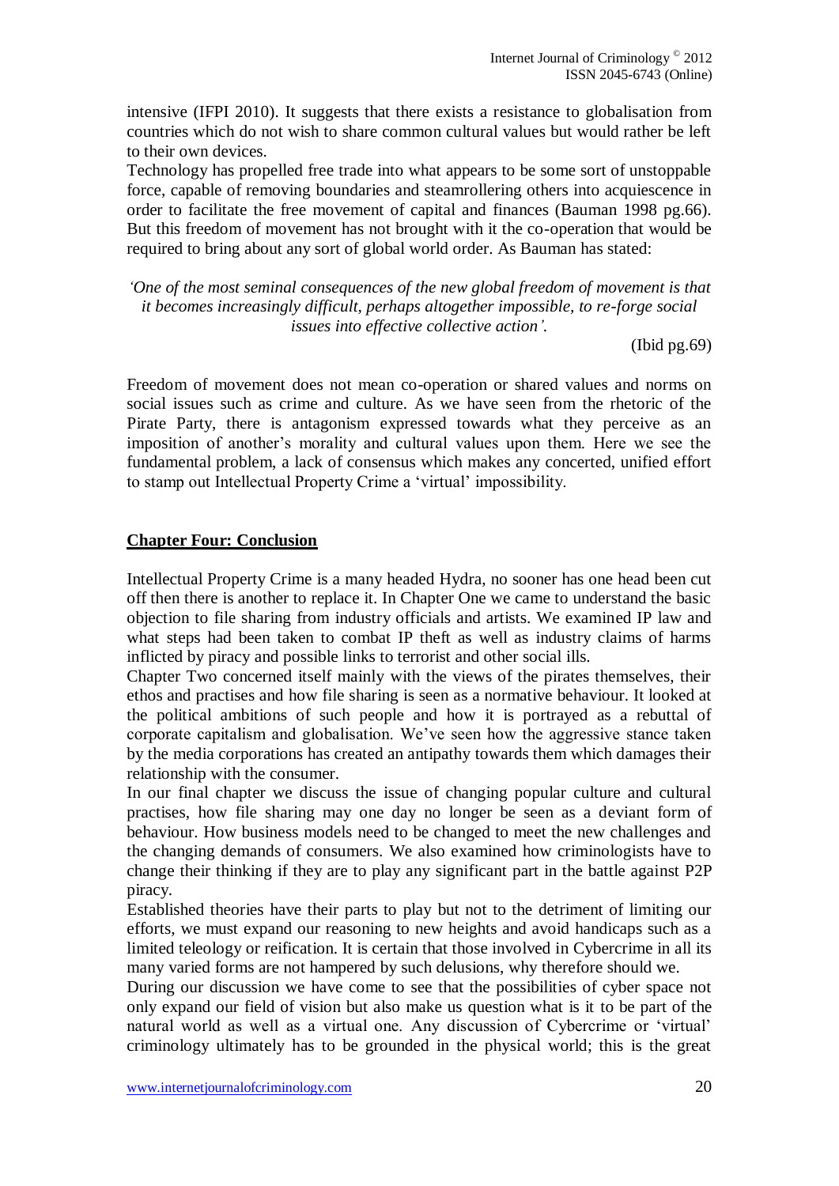intensive (IFPI 2010). It suggests that there exists a resistance to globalisation from countries which do not wish to share common cultural values but would rather be left to their own devices.

Technology has propelled free trade into what appears to be some sort of unstoppable force, capable of removing boundaries and steamrollering others into acquiescence in order to facilitate the free movement of capital and finances (Bauman 1998 pg.66). But this freedom of movement has not brought with it the co-operation that would be required to bring about any sort of global world order. As Bauman has stated:

*'One of the most seminal consequences of the new global freedom of movement is that it becomes increasingly difficult, perhaps altogether impossible, to re-forge social issues into effective collective action'.*

(Ibid pg.69)

Freedom of movement does not mean co-operation or shared values and norms on social issues such as crime and culture. As we have seen from the rhetoric of the Pirate Party, there is antagonism expressed towards what they perceive as an imposition of another's morality and cultural values upon them. Here we see the fundamental problem, a lack of consensus which makes any concerted, unified effort to stamp out Intellectual Property Crime a 'virtual' impossibility.

## Chapter Four: Conclusion

Intellectual Property Crime is a many headed Hydra, no sooner has one head been cut off then there is another to replace it. In Chapter One we came to understand the basic objection to file sharing from industry officials and artists. We examined IP law and what steps had been taken to combat IP theft as well as industry claims of harms inflicted by piracy and possible links to terrorist and other social ills.

Chapter Two concerned itself mainly with the views of the pirates themselves, their ethos and practises and how file sharing is seen as a normative behaviour. It looked at the political ambitions of such people and how it is portrayed as a rebuttal of corporate capitalism and globalisation. We've seen how the aggressive stance taken by the media corporations has created an antipathy towards them which damages their relationship with the consumer.

In our final chapter we discuss the issue of changing popular culture and cultural practises, how file sharing may one day no longer be seen as a deviant form of behaviour. How business models need to be changed to meet the new challenges and the changing demands of consumers. We also examined how criminologists have to change their thinking if they are to play any significant part in the battle against P2P piracy.

Established theories have their parts to play but not to the detriment of limiting our efforts, we must expand our reasoning to new heights and avoid handicaps such as a limited teleology or reification. It is certain that those involved in Cybercrime in all its many varied forms are not hampered by such delusions, why therefore should we.

During our discussion we have come to see that the possibilities of cyber space not only expand our field of vision but also make us question what is it to be part of the natural world as well as a virtual one. Any discussion of Cybercrime or 'virtual' criminology ultimately has to be grounded in the physical world; this is the great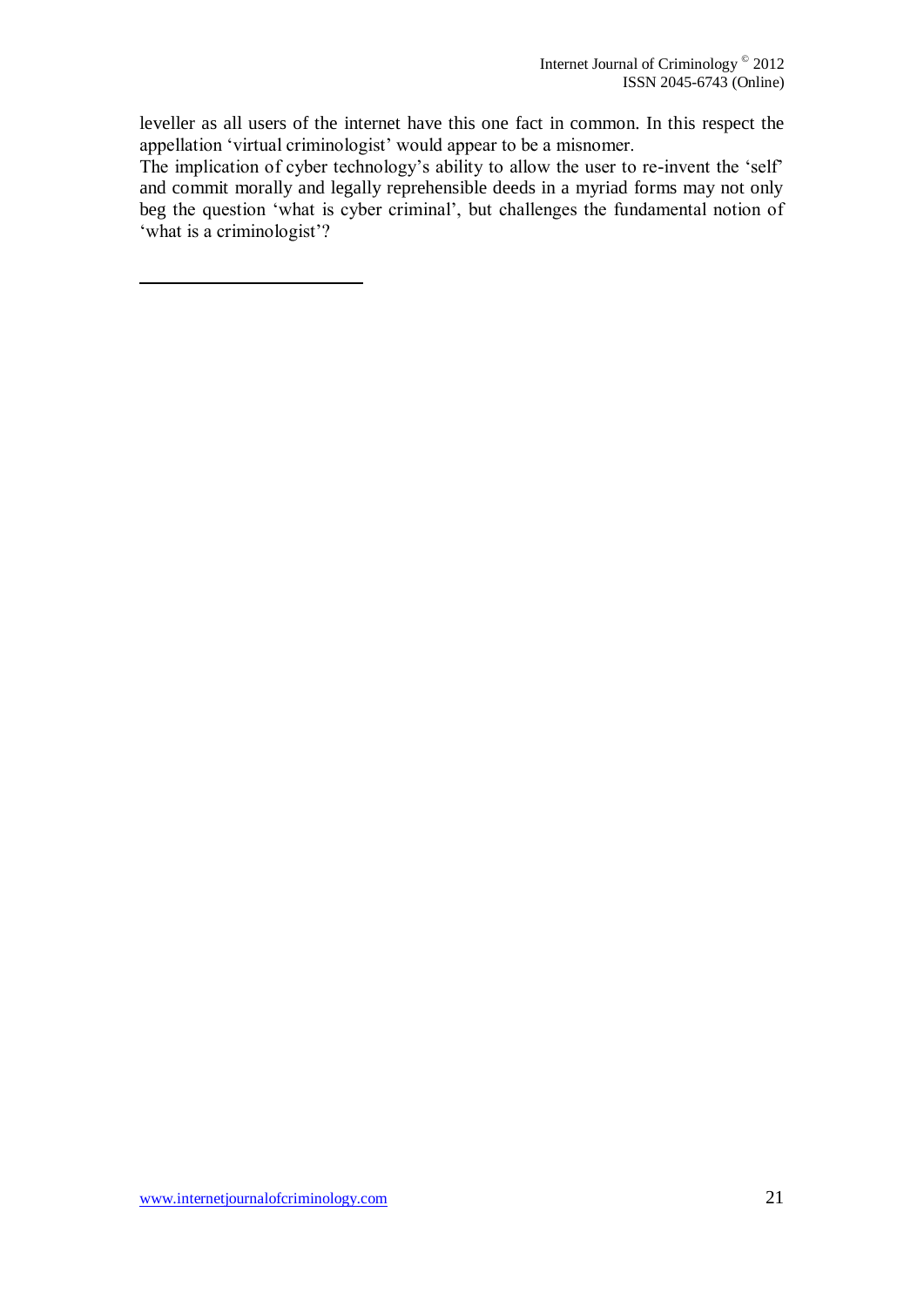leveller as all users of the internet have this one fact in common. In this respect the appellation 'virtual criminologist' would appear to be a misnomer.

The implication of cyber technology's ability to allow the user to re-invent the 'self' and commit morally and legally reprehensible deeds in a myriad forms may not only beg the question 'what is cyber criminal', but challenges the fundamental notion of 'what is a criminologist'?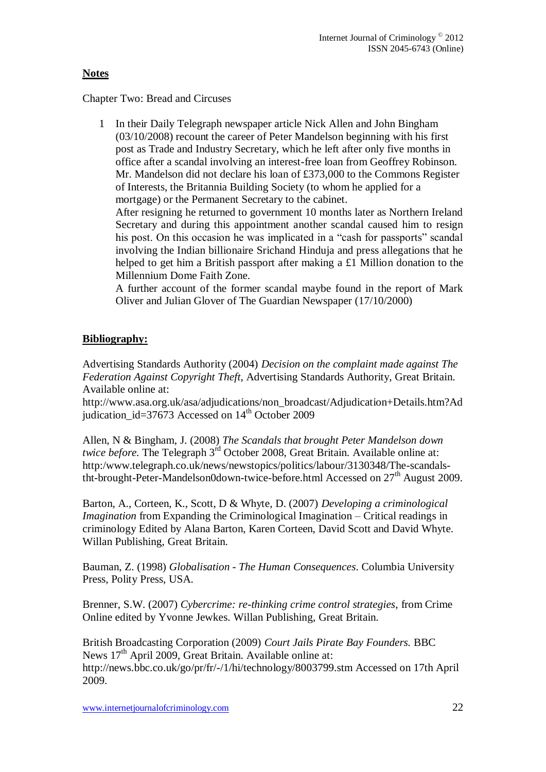## Notes

Chapter Two: Bread and Circuses

1. In their Daily Telegraph newspaper article Nick Allen and John Bingham (03/10/2008) recount the career of Peter Mandelson beginning with his first post as Trade and Industry Secretary, which he left after only five months in office after a scandal involving an interest-free loan from Geoffrey Robinson. Mr. Mandelson did not declare his loan of £373,000 to the Commons Register of Interests, the Britannia Building Society (to whom he applied for a mortgage) or the Permanent Secretary to the cabinet.
   After resigning he returned to government 10 months later as Northern Ireland Secretary and during this appointment another scandal caused him to resign his post. On this occasion he was implicated in a "cash for passports" scandal involving the Indian billionaire Srichand Hinduja and press allegations that he helped to get him a British passport after making a £1 Million donation to the Millennium Dome Faith Zone.
   A further account of the former scandal maybe found in the report of Mark Oliver and Julian Glover of The Guardian Newspaper (17/10/2000)

## Bibliography:

Advertising Standards Authority (2004) *Decision on the complaint made against The Federation Against Copyright Theft,* Advertising Standards Authority, Great Britain. Available online at: http://www.asa.org.uk/asa/adjudications/non_broadcast/Adjudication+Details.htm?Adjudication_id=37673 Accessed on 14th October 2009

Allen, N & Bingham, J. (2008) *The Scandals that brought Peter Mandelson down twice before.* The Telegraph 3rd October 2008, Great Britain. Available online at: http:/www.telegraph.co.uk/news/newstopics/politics/labour/3130348/The-scandals-tht-brought-Peter-Mandelson0down-twice-before.html Accessed on 27th August 2009.

Barton, A., Corteen, K., Scott, D & Whyte, D. (2007) *Developing a criminological Imagination* from Expanding the Criminological Imagination – Critical readings in criminology Edited by Alana Barton, Karen Corteen, David Scott and David Whyte. Willan Publishing, Great Britain.

Bauman, Z. (1998) *Globalisation - The Human Consequences*. Columbia University Press, Polity Press, USA.

Brenner, S.W. (2007) *Cybercrime: re-thinking crime control strategies,* from Crime Online edited by Yvonne Jewkes. Willan Publishing, Great Britain.

British Broadcasting Corporation (2009) *Court Jails Pirate Bay Founders.* BBC News 17th April 2009, Great Britain. Available online at: http://news.bbc.co.uk/go/pr/fr/-/1/hi/technology/8003799.stm Accessed on 17th April 2009.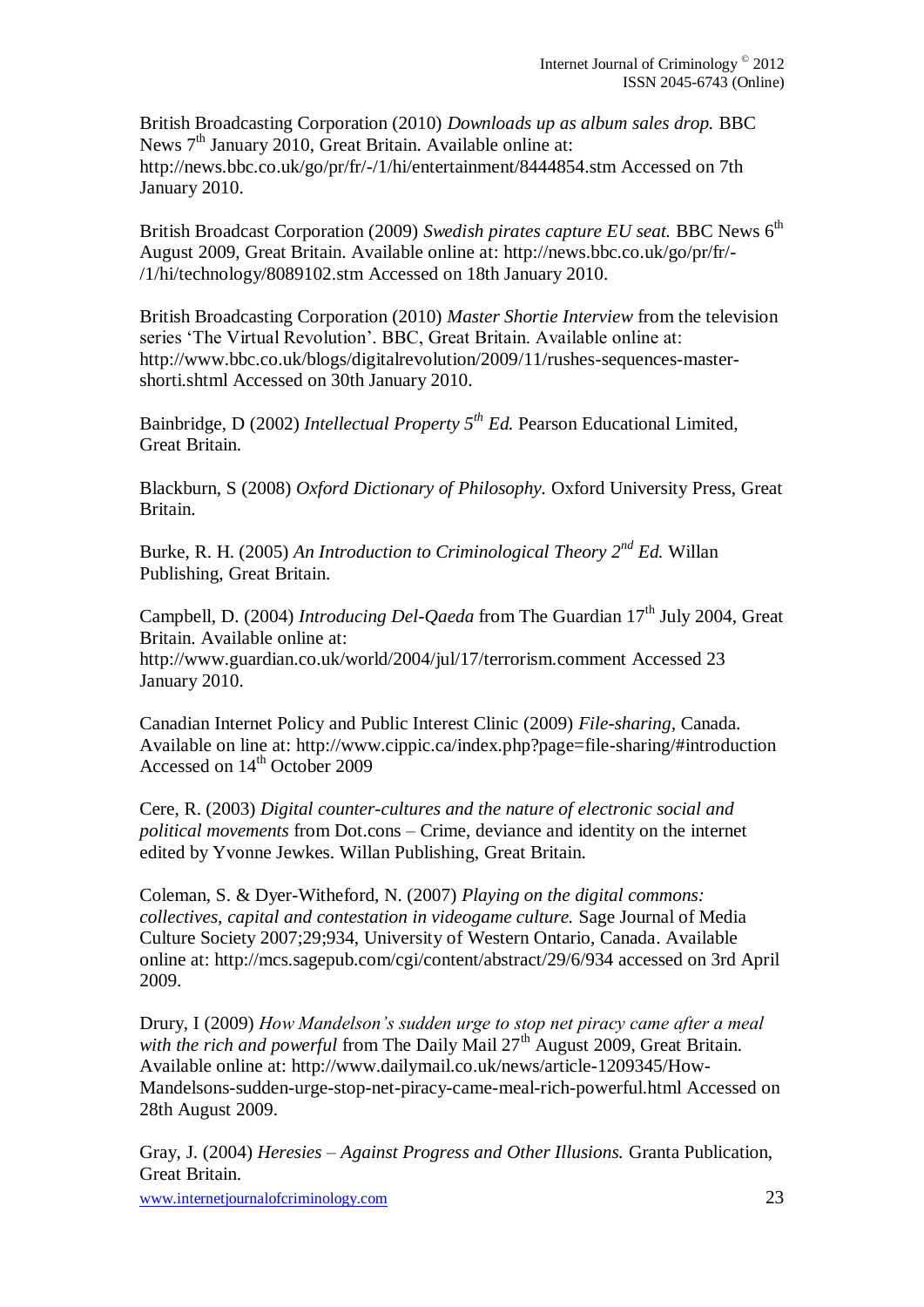British Broadcasting Corporation (2010) *Downloads up as album sales drop.* BBC News 7th January 2010, Great Britain. Available online at: http://news.bbc.co.uk/go/pr/fr/-/1/hi/entertainment/8444854.stm Accessed on 7th January 2010.

British Broadcast Corporation (2009) *Swedish pirates capture EU seat.* BBC News 6th August 2009, Great Britain. Available online at: http://news.bbc.co.uk/go/pr/fr/-/1/hi/technology/8089102.stm Accessed on 18th January 2010.

British Broadcasting Corporation (2010) *Master Shortie Interview* from the television series 'The Virtual Revolution'. BBC, Great Britain. Available online at: http://www.bbc.co.uk/blogs/digitalrevolution/2009/11/rushes-sequences-master-shorti.shtml Accessed on 30th January 2010.

Bainbridge, D (2002) *Intellectual Property 5th Ed.* Pearson Educational Limited, Great Britain.

Blackburn, S (2008) *Oxford Dictionary of Philosophy.* Oxford University Press, Great Britain.

Burke, R. H. (2005) *An Introduction to Criminological Theory 2nd Ed.* Willan Publishing, Great Britain.

Campbell, D. (2004) *Introducing Del-Qaeda* from The Guardian 17th July 2004, Great Britain. Available online at: http://www.guardian.co.uk/world/2004/jul/17/terrorism.comment Accessed 23 January 2010.

Canadian Internet Policy and Public Interest Clinic (2009) *File-sharing*, Canada. Available on line at: http://www.cippic.ca/index.php?page=file-sharing/#introduction Accessed on 14th October 2009

Cere, R. (2003) *Digital counter-cultures and the nature of electronic social and political movements* from Dot.cons – Crime, deviance and identity on the internet edited by Yvonne Jewkes. Willan Publishing, Great Britain.

Coleman, S. & Dyer-Witheford, N. (2007) *Playing on the digital commons: collectives, capital and contestation in videogame culture.* Sage Journal of Media Culture Society 2007;29;934, University of Western Ontario, Canada. Available online at: http://mcs.sagepub.com/cgi/content/abstract/29/6/934 accessed on 3rd April 2009.

Drury, I (2009) *How Mandelson's sudden urge to stop net piracy came after a meal with the rich and powerful* from The Daily Mail 27th August 2009, Great Britain. Available online at: http://www.dailymail.co.uk/news/article-1209345/How-Mandelsons-sudden-urge-stop-net-piracy-came-meal-rich-powerful.html Accessed on 28th August 2009.

Gray, J. (2004) *Heresies – Against Progress and Other Illusions.* Granta Publication, Great Britain.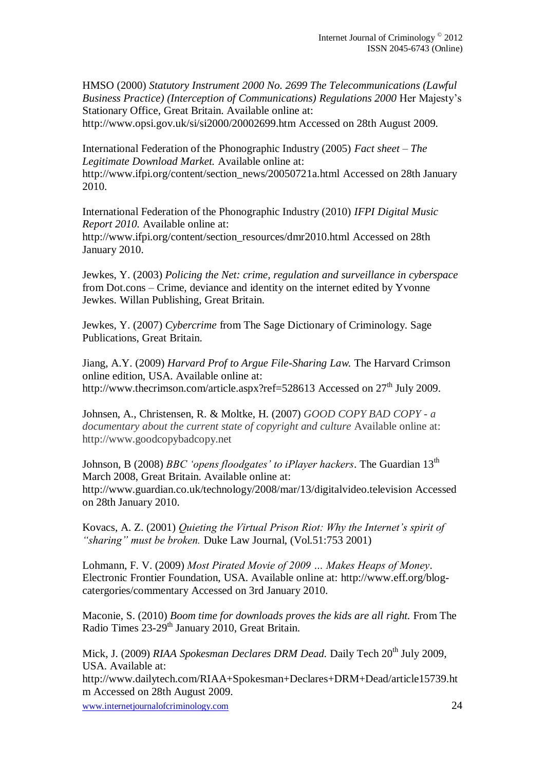HMSO (2000) *Statutory Instrument 2000 No. 2699 The Telecommunications (Lawful Business Practice) (Interception of Communications) Regulations 2000* Her Majesty's Stationary Office, Great Britain. Available online at: http://www.opsi.gov.uk/si/si2000/20002699.htm Accessed on 28th August 2009.

International Federation of the Phonographic Industry (2005) *Fact sheet – The Legitimate Download Market.* Available online at: http://www.ifpi.org/content/section_news/20050721a.html Accessed on 28th January 2010.

International Federation of the Phonographic Industry (2010) *IFPI Digital Music Report 2010.* Available online at: http://www.ifpi.org/content/section_resources/dmr2010.html Accessed on 28th January 2010.

Jewkes, Y. (2003) *Policing the Net: crime, regulation and surveillance in cyberspace* from Dot.cons – Crime, deviance and identity on the internet edited by Yvonne Jewkes. Willan Publishing, Great Britain.

Jewkes, Y. (2007) *Cybercrime* from The Sage Dictionary of Criminology. Sage Publications, Great Britain.

Jiang, A.Y. (2009) *Harvard Prof to Argue File-Sharing Law.* The Harvard Crimson online edition, USA. Available online at: http://www.thecrimson.com/article.aspx?ref=528613 Accessed on 27th July 2009.

Johnsen, A., Christensen, R. & Moltke, H. (2007) *GOOD COPY BAD COPY - a documentary about the current state of copyright and culture* Available online at: http://www.goodcopybadcopy.net

Johnson, B (2008) *BBC 'opens floodgates' to iPlayer hackers*. The Guardian 13th March 2008, Great Britain. Available online at: http://www.guardian.co.uk/technology/2008/mar/13/digitalvideo.television Accessed on 28th January 2010.

Kovacs, A. Z. (2001) *Quieting the Virtual Prison Riot: Why the Internet's spirit of "sharing" must be broken.* Duke Law Journal, (Vol.51:753 2001)

Lohmann, F. V. (2009) *Most Pirated Movie of 2009 ... Makes Heaps of Money*. Electronic Frontier Foundation, USA. Available online at: http://www.eff.org/blog-catergories/commentary Accessed on 3rd January 2010.

Maconie, S. (2010) *Boom time for downloads proves the kids are all right.* From The Radio Times 23-29th January 2010, Great Britain.

Mick, J. (2009) *RIAA Spokesman Declares DRM Dead.* Daily Tech 20th July 2009, USA. Available at: http://www.dailytech.com/RIAA+Spokesman+Declares+DRM+Dead/article15739.htm Accessed on 28th August 2009.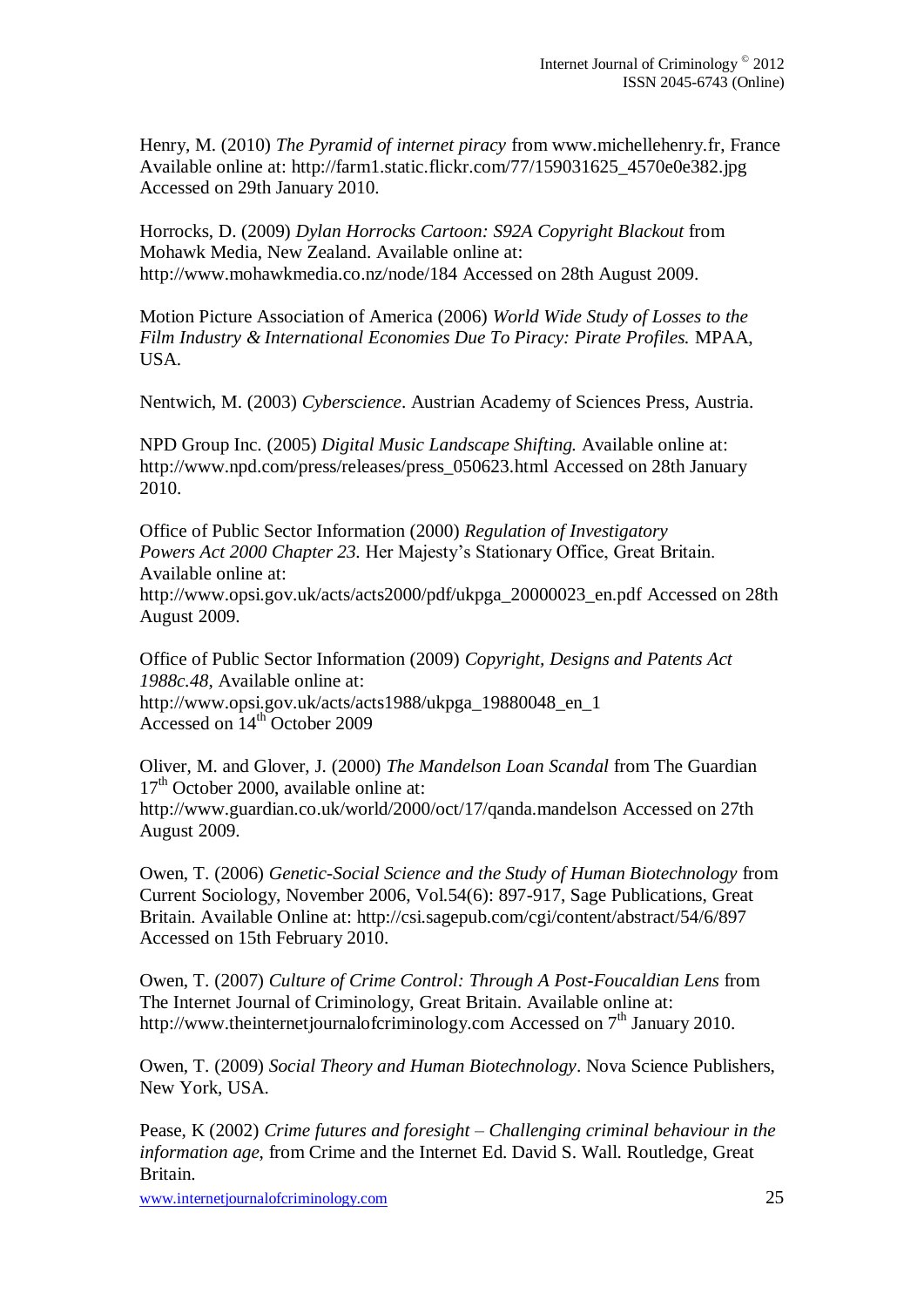Henry, M. (2010) *The Pyramid of internet piracy* from www.michellehenry.fr, France Available online at: http://farm1.static.flickr.com/77/159031625_4570e0e382.jpg Accessed on 29th January 2010.

Horrocks, D. (2009) *Dylan Horrocks Cartoon: S92A Copyright Blackout* from Mohawk Media, New Zealand. Available online at: http://www.mohawkmedia.co.nz/node/184 Accessed on 28th August 2009.

Motion Picture Association of America (2006) *World Wide Study of Losses to the Film Industry & International Economies Due To Piracy: Pirate Profiles.* MPAA, USA.

Nentwich, M. (2003) *Cyberscience*. Austrian Academy of Sciences Press, Austria.

NPD Group Inc. (2005) *Digital Music Landscape Shifting.* Available online at: http://www.npd.com/press/releases/press_050623.html Accessed on 28th January 2010.

Office of Public Sector Information (2000) *Regulation of Investigatory Powers Act 2000 Chapter 23.* Her Majesty's Stationary Office, Great Britain. Available online at: http://www.opsi.gov.uk/acts/acts2000/pdf/ukpga_20000023_en.pdf Accessed on 28th August 2009.

Office of Public Sector Information (2009) *Copyright, Designs and Patents Act 1988c.48,* Available online at: http://www.opsi.gov.uk/acts/acts1988/ukpga_19880048_en_1 Accessed on 14th October 2009

Oliver, M. and Glover, J. (2000) *The Mandelson Loan Scandal* from The Guardian 17th October 2000, available online at: http://www.guardian.co.uk/world/2000/oct/17/qanda.mandelson Accessed on 27th August 2009.

Owen, T. (2006) *Genetic-Social Science and the Study of Human Biotechnology* from Current Sociology, November 2006, Vol.54(6): 897-917, Sage Publications, Great Britain. Available Online at: http://csi.sagepub.com/cgi/content/abstract/54/6/897 Accessed on 15th February 2010.

Owen, T. (2007) *Culture of Crime Control: Through A Post-Foucaldian Lens* from The Internet Journal of Criminology, Great Britain. Available online at: http://www.theinternetjournalofcriminology.com Accessed on 7th January 2010.

Owen, T. (2009) *Social Theory and Human Biotechnology*. Nova Science Publishers, New York, USA.

Pease, K (2002) *Crime futures and foresight – Challenging criminal behaviour in the information age,* from Crime and the Internet Ed. David S. Wall. Routledge, Great Britain.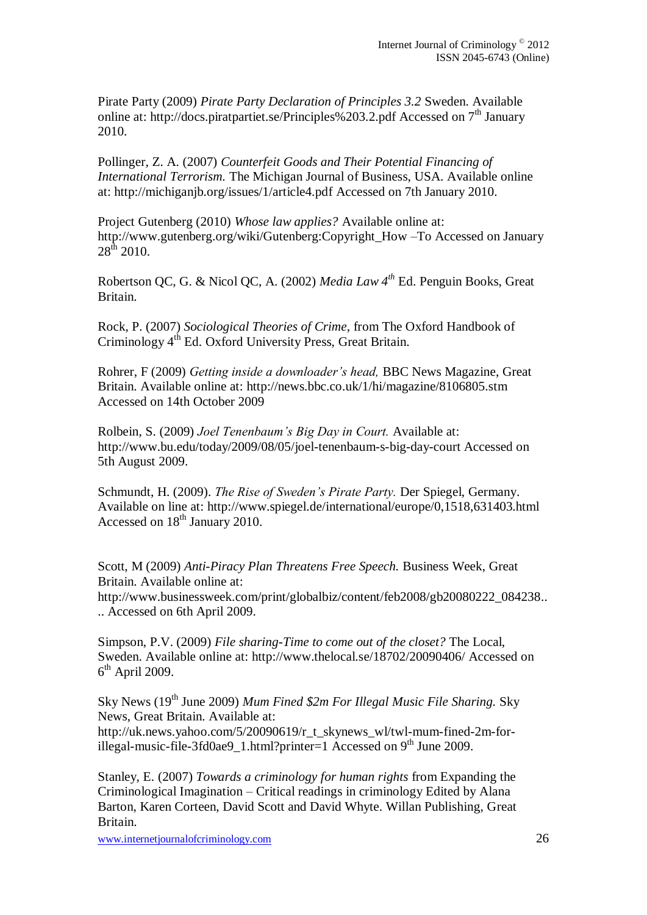Pirate Party (2009) *Pirate Party Declaration of Principles 3.2* Sweden. Available online at: http://docs.piratpartiet.se/Principles%203.2.pdf Accessed on 7th January 2010.

Pollinger, Z. A. (2007) *Counterfeit Goods and Their Potential Financing of International Terrorism.* The Michigan Journal of Business, USA. Available online at: http://michiganjb.org/issues/1/article4.pdf Accessed on 7th January 2010.

Project Gutenberg (2010) *Whose law applies?* Available online at: http://www.gutenberg.org/wiki/Gutenberg:Copyright_How –To Accessed on January 28th 2010.

Robertson QC, G. & Nicol QC, A. (2002) *Media Law 4th* Ed. Penguin Books, Great Britain.

Rock, P. (2007) *Sociological Theories of Crime*, from The Oxford Handbook of Criminology 4th Ed. Oxford University Press, Great Britain.

Rohrer, F (2009) *Getting inside a downloader's head,* BBC News Magazine, Great Britain. Available online at: http://news.bbc.co.uk/1/hi/magazine/8106805.stm Accessed on 14th October 2009

Rolbein, S. (2009) *Joel Tenenbaum's Big Day in Court.* Available at: http://www.bu.edu/today/2009/08/05/joel-tenenbaum-s-big-day-court Accessed on 5th August 2009.

Schmundt, H. (2009). *The Rise of Sweden's Pirate Party.* Der Spiegel, Germany. Available on line at: http://www.spiegel.de/international/europe/0,1518,631403.html Accessed on 18th January 2010.

Scott, M (2009) *Anti-Piracy Plan Threatens Free Speech.* Business Week, Great Britain. Available online at: http://www.businessweek.com/print/globalbiz/content/feb2008/gb20080222_084238.... Accessed on 6th April 2009.

Simpson, P.V. (2009) *File sharing-Time to come out of the closet?* The Local, Sweden. Available online at: http://www.thelocal.se/18702/20090406/ Accessed on 6th April 2009.

Sky News (19th June 2009) *Mum Fined $2m For Illegal Music File Sharing.* Sky News, Great Britain. Available at: http://uk.news.yahoo.com/5/20090619/r_t_skynews_wl/twl-mum-fined-2m-for-illegal-music-file-3fd0ae9_1.html?printer=1 Accessed on 9th June 2009.

Stanley, E. (2007) *Towards a criminology for human rights* from Expanding the Criminological Imagination – Critical readings in criminology Edited by Alana Barton, Karen Corteen, David Scott and David Whyte. Willan Publishing, Great Britain.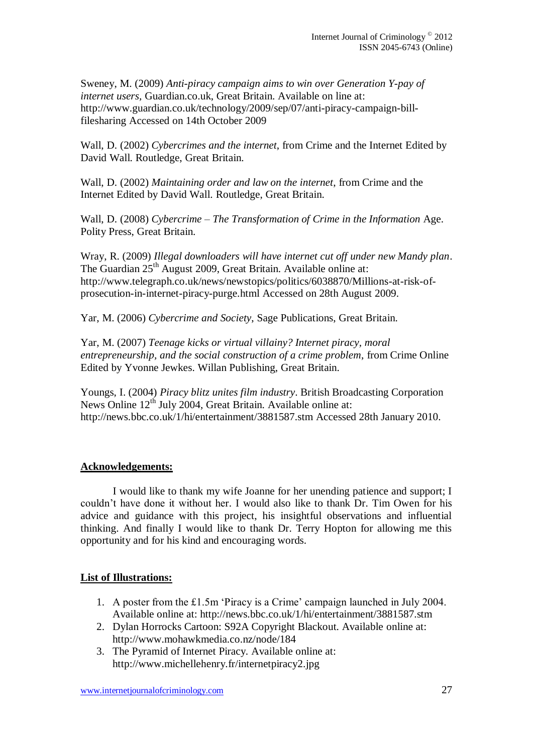Sweney, M. (2009) *Anti-piracy campaign aims to win over Generation Y-pay of internet users*, Guardian.co.uk, Great Britain. Available on line at: http://www.guardian.co.uk/technology/2009/sep/07/anti-piracy-campaign-bill-filesharing Accessed on 14th October 2009

Wall, D. (2002) *Cybercrimes and the internet*, from Crime and the Internet Edited by David Wall. Routledge, Great Britain.

Wall, D. (2002) *Maintaining order and law on the internet*, from Crime and the Internet Edited by David Wall. Routledge, Great Britain.

Wall, D. (2008) *Cybercrime – The Transformation of Crime in the Information* Age. Polity Press, Great Britain.

Wray, R. (2009) *Illegal downloaders will have internet cut off under new Mandy plan*. The Guardian 25th August 2009, Great Britain. Available online at: http://www.telegraph.co.uk/news/newstopics/politics/6038870/Millions-at-risk-of-prosecution-in-internet-piracy-purge.html Accessed on 28th August 2009.

Yar, M. (2006) *Cybercrime and Society*, Sage Publications, Great Britain.

Yar, M. (2007) *Teenage kicks or virtual villainy? Internet piracy, moral entrepreneurship, and the social construction of a crime problem*, from Crime Online Edited by Yvonne Jewkes. Willan Publishing, Great Britain.

Youngs, I. (2004) *Piracy blitz unites film industry*. British Broadcasting Corporation News Online 12th July 2004, Great Britain. Available online at: http://news.bbc.co.uk/1/hi/entertainment/3881587.stm Accessed 28th January 2010.

## Acknowledgements:

I would like to thank my wife Joanne for her unending patience and support; I couldn't have done it without her. I would also like to thank Dr. Tim Owen for his advice and guidance with this project, his insightful observations and influential thinking. And finally I would like to thank Dr. Terry Hopton for allowing me this opportunity and for his kind and encouraging words.

## List of Illustrations:

1. A poster from the £1.5m 'Piracy is a Crime' campaign launched in July 2004. Available online at: http://news.bbc.co.uk/1/hi/entertainment/3881587.stm
2. Dylan Horrocks Cartoon: S92A Copyright Blackout. Available online at: http://www.mohawkmedia.co.nz/node/184
3. The Pyramid of Internet Piracy. Available online at: http://www.michellehenry.fr/internetpiracy2.jpg